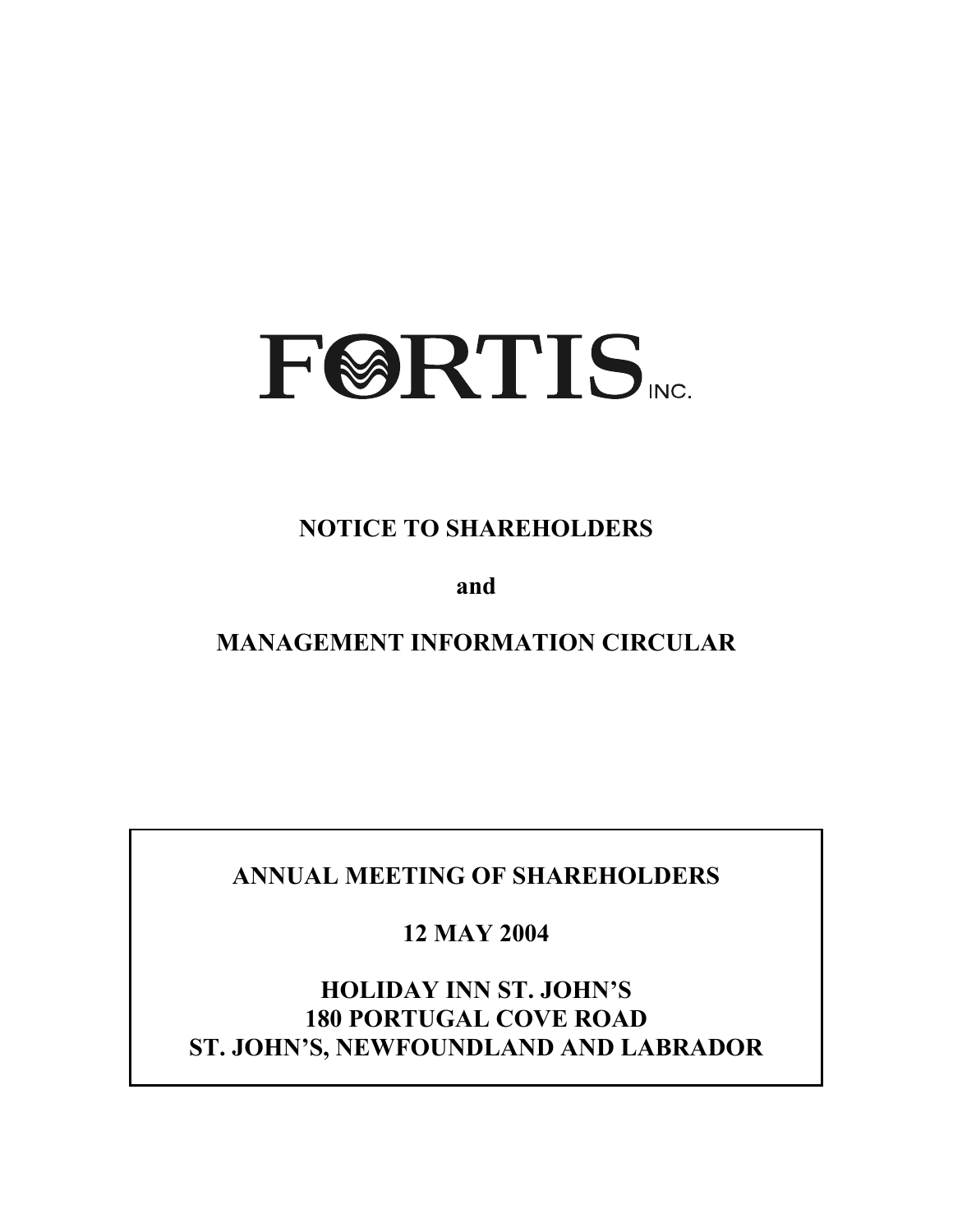# FORTIS INC.

## NOTICE TO SHAREHOLDERS

**and**

## MANAGEMENT INFORMATION CIRCULAR

**ANNUAL MEETING OF SHAREHOLDERS**

**12 MAY 2004**

**HOLIDAY INN ST. JOHN'S**
**180 PORTUGAL COVE ROAD**
**ST. JOHN'S, NEWFOUNDLAND AND LABRADOR**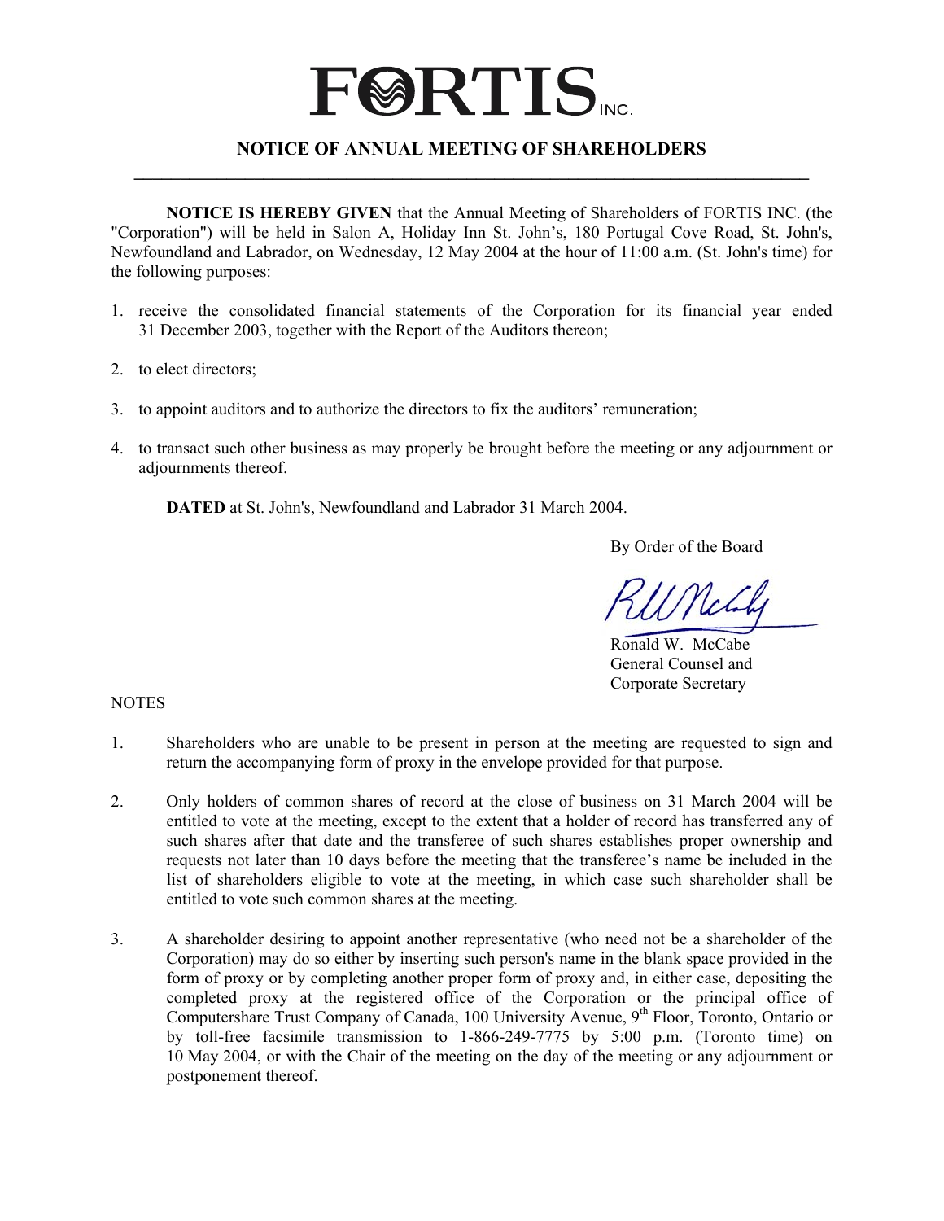# FORTIS INC.

## NOTICE OF ANNUAL MEETING OF SHAREHOLDERS

**NOTICE IS HEREBY GIVEN** that the Annual Meeting of Shareholders of FORTIS INC. (the "Corporation") will be held in Salon A, Holiday Inn St. John's, 180 Portugal Cove Road, St. John's, Newfoundland and Labrador, on Wednesday, 12 May 2004 at the hour of 11:00 a.m. (St. John's time) for the following purposes:

1. receive the consolidated financial statements of the Corporation for its financial year ended 31 December 2003, together with the Report of the Auditors thereon;
2. to elect directors;
3. to appoint auditors and to authorize the directors to fix the auditors' remuneration;
4. to transact such other business as may properly be brought before the meeting or any adjournment or adjournments thereof.

**DATED** at St. John's, Newfoundland and Labrador 31 March 2004.

By Order of the Board

Ronald W. McCabe
General Counsel and
Corporate Secretary

NOTES

1. Shareholders who are unable to be present in person at the meeting are requested to sign and return the accompanying form of proxy in the envelope provided for that purpose.
2. Only holders of common shares of record at the close of business on 31 March 2004 will be entitled to vote at the meeting, except to the extent that a holder of record has transferred any of such shares after that date and the transferee of such shares establishes proper ownership and requests not later than 10 days before the meeting that the transferee's name be included in the list of shareholders eligible to vote at the meeting, in which case such shareholder shall be entitled to vote such common shares at the meeting.
3. A shareholder desiring to appoint another representative (who need not be a shareholder of the Corporation) may do so either by inserting such person's name in the blank space provided in the form of proxy or by completing another proper form of proxy and, in either case, depositing the completed proxy at the registered office of the Corporation or the principal office of Computershare Trust Company of Canada, 100 University Avenue, 9th Floor, Toronto, Ontario or by toll-free facsimile transmission to 1-866-249-7775 by 5:00 p.m. (Toronto time) on 10 May 2004, or with the Chair of the meeting on the day of the meeting or any adjournment or postponement thereof.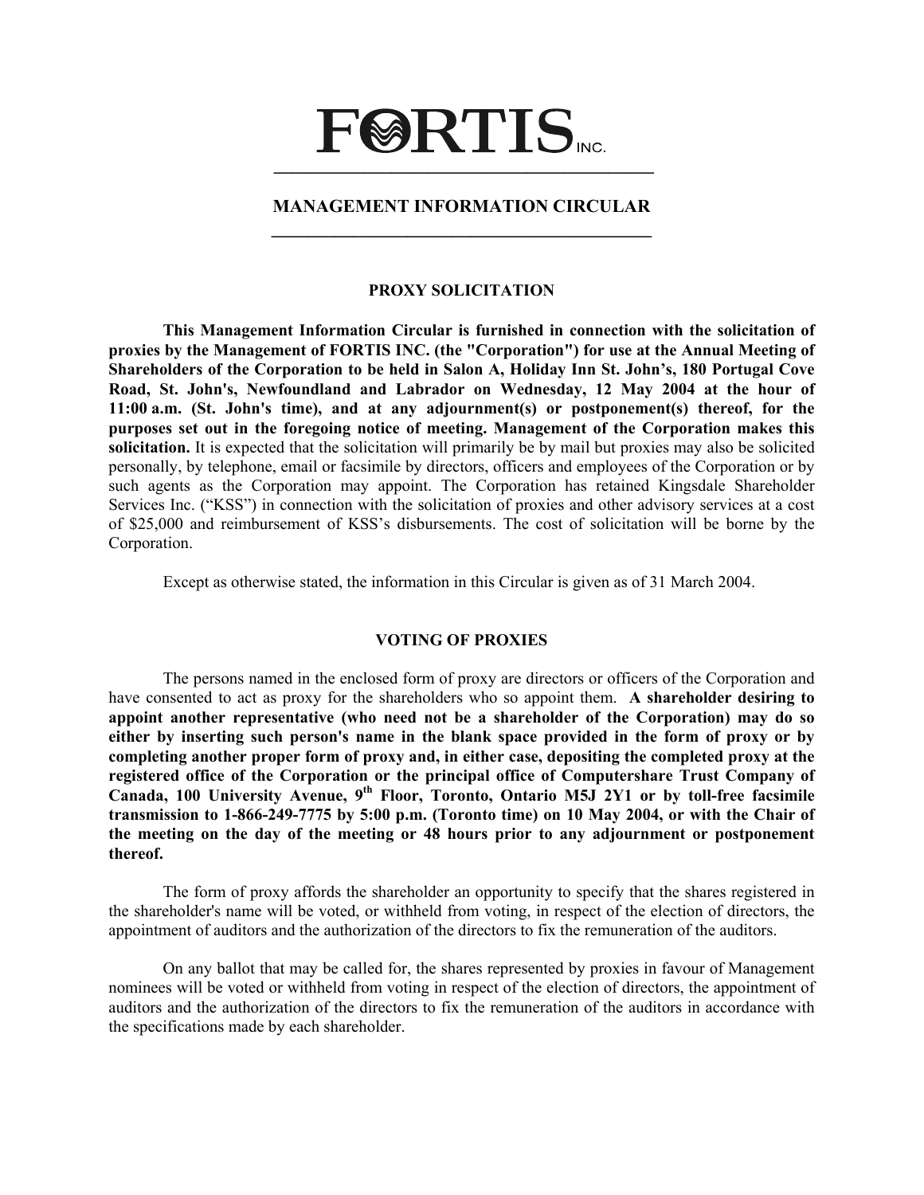# FORTIS INC.

## MANAGEMENT INFORMATION CIRCULAR

### PROXY SOLICITATION

**This Management Information Circular is furnished in connection with the solicitation of proxies by the Management of FORTIS INC. (the "Corporation") for use at the Annual Meeting of Shareholders of the Corporation to be held in Salon A, Holiday Inn St. John's, 180 Portugal Cove Road, St. John's, Newfoundland and Labrador on Wednesday, 12 May 2004 at the hour of 11:00 a.m. (St. John's time), and at any adjournment(s) or postponement(s) thereof, for the purposes set out in the foregoing notice of meeting. Management of the Corporation makes this solicitation.** It is expected that the solicitation will primarily be by mail but proxies may also be solicited personally, by telephone, email or facsimile by directors, officers and employees of the Corporation or by such agents as the Corporation may appoint. The Corporation has retained Kingsdale Shareholder Services Inc. ("KSS") in connection with the solicitation of proxies and other advisory services at a cost of $25,000 and reimbursement of KSS's disbursements. The cost of solicitation will be borne by the Corporation.

Except as otherwise stated, the information in this Circular is given as of 31 March 2004.

### VOTING OF PROXIES

The persons named in the enclosed form of proxy are directors or officers of the Corporation and have consented to act as proxy for the shareholders who so appoint them. **A shareholder desiring to appoint another representative (who need not be a shareholder of the Corporation) may do so either by inserting such person's name in the blank space provided in the form of proxy or by completing another proper form of proxy and, in either case, depositing the completed proxy at the registered office of the Corporation or the principal office of Computershare Trust Company of Canada, 100 University Avenue, 9th Floor, Toronto, Ontario M5J 2Y1 or by toll-free facsimile transmission to 1-866-249-7775 by 5:00 p.m. (Toronto time) on 10 May 2004, or with the Chair of the meeting on the day of the meeting or 48 hours prior to any adjournment or postponement thereof.**

The form of proxy affords the shareholder an opportunity to specify that the shares registered in the shareholder's name will be voted, or withheld from voting, in respect of the election of directors, the appointment of auditors and the authorization of the directors to fix the remuneration of the auditors.

On any ballot that may be called for, the shares represented by proxies in favour of Management nominees will be voted or withheld from voting in respect of the election of directors, the appointment of auditors and the authorization of the directors to fix the remuneration of the auditors in accordance with the specifications made by each shareholder.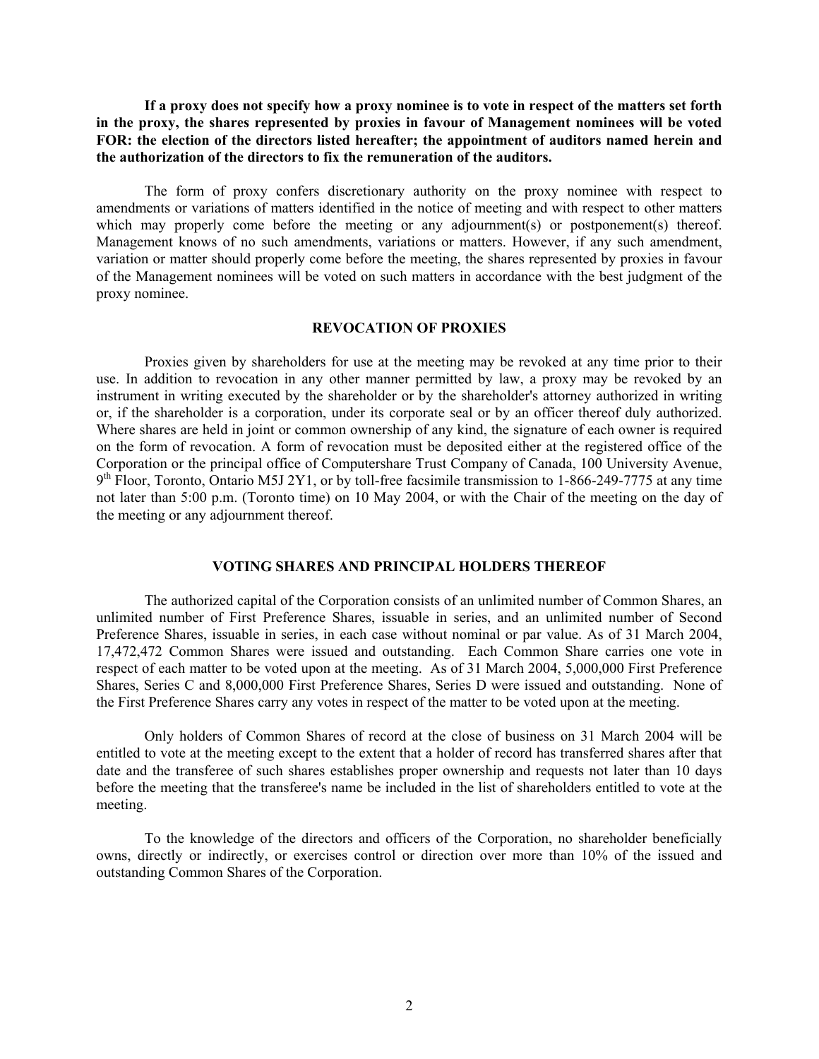**If a proxy does not specify how a proxy nominee is to vote in respect of the matters set forth in the proxy, the shares represented by proxies in favour of Management nominees will be voted FOR: the election of the directors listed hereafter; the appointment of auditors named herein and the authorization of the directors to fix the remuneration of the auditors.**

The form of proxy confers discretionary authority on the proxy nominee with respect to amendments or variations of matters identified in the notice of meeting and with respect to other matters which may properly come before the meeting or any adjournment(s) or postponement(s) thereof. Management knows of no such amendments, variations or matters. However, if any such amendment, variation or matter should properly come before the meeting, the shares represented by proxies in favour of the Management nominees will be voted on such matters in accordance with the best judgment of the proxy nominee.

## REVOCATION OF PROXIES

Proxies given by shareholders for use at the meeting may be revoked at any time prior to their use. In addition to revocation in any other manner permitted by law, a proxy may be revoked by an instrument in writing executed by the shareholder or by the shareholder's attorney authorized in writing or, if the shareholder is a corporation, under its corporate seal or by an officer thereof duly authorized. Where shares are held in joint or common ownership of any kind, the signature of each owner is required on the form of revocation. A form of revocation must be deposited either at the registered office of the Corporation or the principal office of Computershare Trust Company of Canada, 100 University Avenue, 9th Floor, Toronto, Ontario M5J 2Y1, or by toll-free facsimile transmission to 1-866-249-7775 at any time not later than 5:00 p.m. (Toronto time) on 10 May 2004, or with the Chair of the meeting on the day of the meeting or any adjournment thereof.

## VOTING SHARES AND PRINCIPAL HOLDERS THEREOF

The authorized capital of the Corporation consists of an unlimited number of Common Shares, an unlimited number of First Preference Shares, issuable in series, and an unlimited number of Second Preference Shares, issuable in series, in each case without nominal or par value. As of 31 March 2004, 17,472,472 Common Shares were issued and outstanding. Each Common Share carries one vote in respect of each matter to be voted upon at the meeting. As of 31 March 2004, 5,000,000 First Preference Shares, Series C and 8,000,000 First Preference Shares, Series D were issued and outstanding. None of the First Preference Shares carry any votes in respect of the matter to be voted upon at the meeting.

Only holders of Common Shares of record at the close of business on 31 March 2004 will be entitled to vote at the meeting except to the extent that a holder of record has transferred shares after that date and the transferee of such shares establishes proper ownership and requests not later than 10 days before the meeting that the transferee's name be included in the list of shareholders entitled to vote at the meeting.

To the knowledge of the directors and officers of the Corporation, no shareholder beneficially owns, directly or indirectly, or exercises control or direction over more than 10% of the issued and outstanding Common Shares of the Corporation.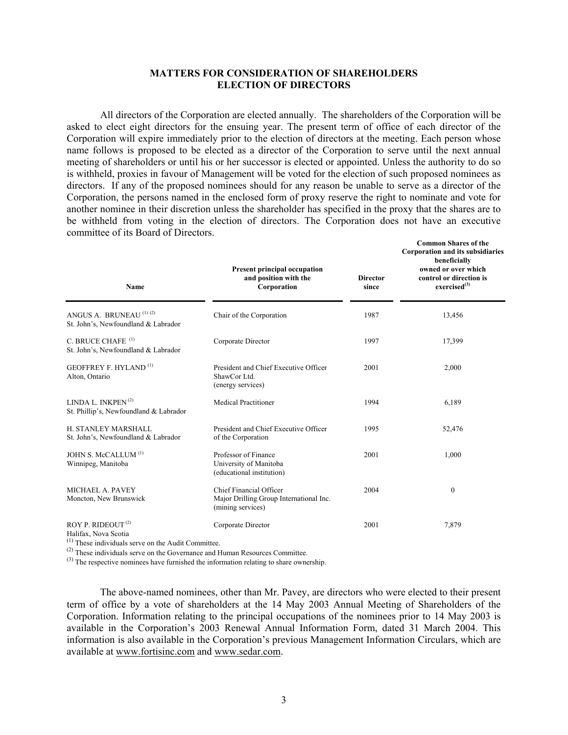## MATTERS FOR CONSIDERATION OF SHAREHOLDERS
## ELECTION OF DIRECTORS

All directors of the Corporation are elected annually. The shareholders of the Corporation will be asked to elect eight directors for the ensuing year. The present term of office of each director of the Corporation will expire immediately prior to the election of directors at the meeting. Each person whose name follows is proposed to be elected as a director of the Corporation to serve until the next annual meeting of shareholders or until his or her successor is elected or appointed. Unless the authority to do so is withheld, proxies in favour of Management will be voted for the election of such proposed nominees as directors. If any of the proposed nominees should for any reason be unable to serve as a director of the Corporation, the persons named in the enclosed form of proxy reserve the right to nominate and vote for another nominee in their discretion unless the shareholder has specified in the proxy that the shares are to be withheld from voting in the election of directors. The Corporation does not have an executive committee of its Board of Directors.

| Name | Present principal occupation and position with the Corporation | Director since | Common Shares of the Corporation and its subsidiaries beneficially owned or over which control or direction is exercised[3] |
|---|---|---|---|
| ANGUS A. BRUNEAU [1] [2]<br>St. John's, Newfoundland & Labrador | Chair of the Corporation | 1987 | 13,456 |
| C. BRUCE CHAFE [1]<br>St. John's, Newfoundland & Labrador | Corporate Director | 1997 | 17,399 |
| GEOFFREY F. HYLAND [1]<br>Alton, Ontario | President and Chief Executive Officer<br>ShawCor Ltd.<br>(energy services) | 2001 | 2,000 |
| LINDA L. INKPEN [2]<br>St. Phillip's, Newfoundland & Labrador | Medical Practitioner | 1994 | 6,189 |
| H. STANLEY MARSHALL<br>St. John's, Newfoundland & Labrador | President and Chief Executive Officer of the Corporation | 1995 | 52,476 |
| JOHN S. McCALLUM [1]<br>Winnipeg, Manitoba | Professor of Finance<br>University of Manitoba<br>(educational institution) | 2001 | 1,000 |
| MICHAEL A. PAVEY<br>Moncton, New Brunswick | Chief Financial Officer<br>Major Drilling Group International Inc.<br>(mining services) | 2004 | 0 |
| ROY P. RIDEOUT [2]<br>Halifax, Nova Scotia | Corporate Director | 2001 | 7,879 |

[1] These individuals serve on the Audit Committee.
[2] These individuals serve on the Governance and Human Resources Committee.
[3] The respective nominees have furnished the information relating to share ownership.

The above-named nominees, other than Mr. Pavey, are directors who were elected to their present term of office by a vote of shareholders at the 14 May 2003 Annual Meeting of Shareholders of the Corporation. Information relating to the principal occupations of the nominees prior to 14 May 2003 is available in the Corporation's 2003 Renewal Annual Information Form, dated 31 March 2004. This information is also available in the Corporation's previous Management Information Circulars, which are available at www.fortisinc.com and www.sedar.com.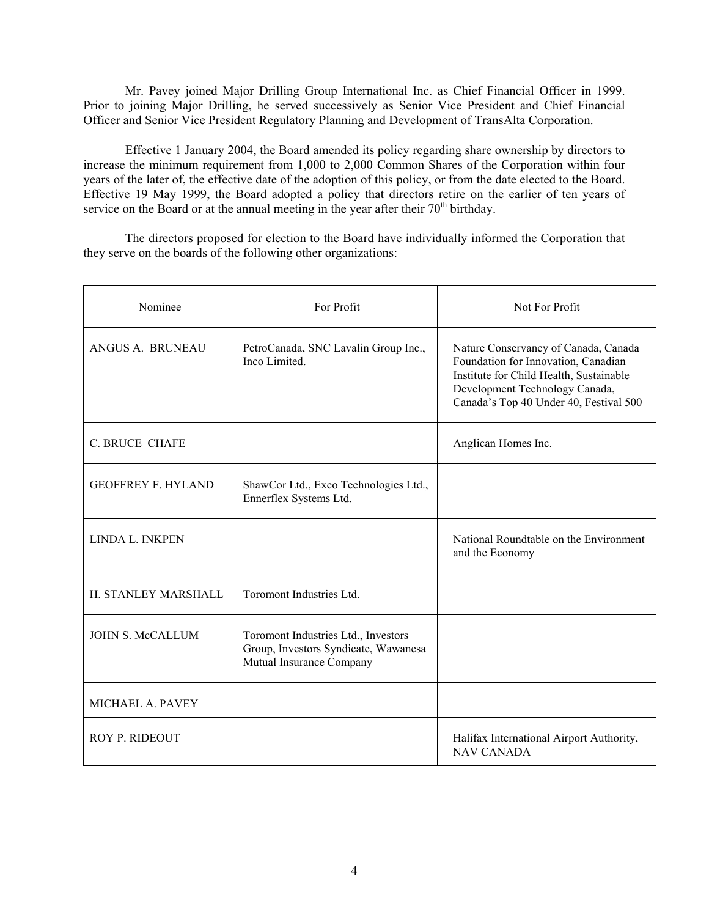Mr. Pavey joined Major Drilling Group International Inc. as Chief Financial Officer in 1999. Prior to joining Major Drilling, he served successively as Senior Vice President and Chief Financial Officer and Senior Vice President Regulatory Planning and Development of TransAlta Corporation.

Effective 1 January 2004, the Board amended its policy regarding share ownership by directors to increase the minimum requirement from 1,000 to 2,000 Common Shares of the Corporation within four years of the later of, the effective date of the adoption of this policy, or from the date elected to the Board. Effective 19 May 1999, the Board adopted a policy that directors retire on the earlier of ten years of service on the Board or at the annual meeting in the year after their 70th birthday.

The directors proposed for election to the Board have individually informed the Corporation that they serve on the boards of the following other organizations:

| Nominee | For Profit | Not For Profit |
|---|---|---|
| ANGUS A. BRUNEAU | PetroCanada, SNC Lavalin Group Inc., Inco Limited. | Nature Conservancy of Canada, Canada Foundation for Innovation, Canadian Institute for Child Health, Sustainable Development Technology Canada, Canada's Top 40 Under 40, Festival 500 |
| C. BRUCE CHAFE | | Anglican Homes Inc. |
| GEOFFREY F. HYLAND | ShawCor Ltd., Exco Technologies Ltd., Ennerflex Systems Ltd. | |
| LINDA L. INKPEN | | National Roundtable on the Environment and the Economy |
| H. STANLEY MARSHALL | Toromont Industries Ltd. | |
| JOHN S. McCALLUM | Toromont Industries Ltd., Investors Group, Investors Syndicate, Wawanesa Mutual Insurance Company | |
| MICHAEL A. PAVEY | | |
| ROY P. RIDEOUT | | Halifax International Airport Authority, NAV CANADA |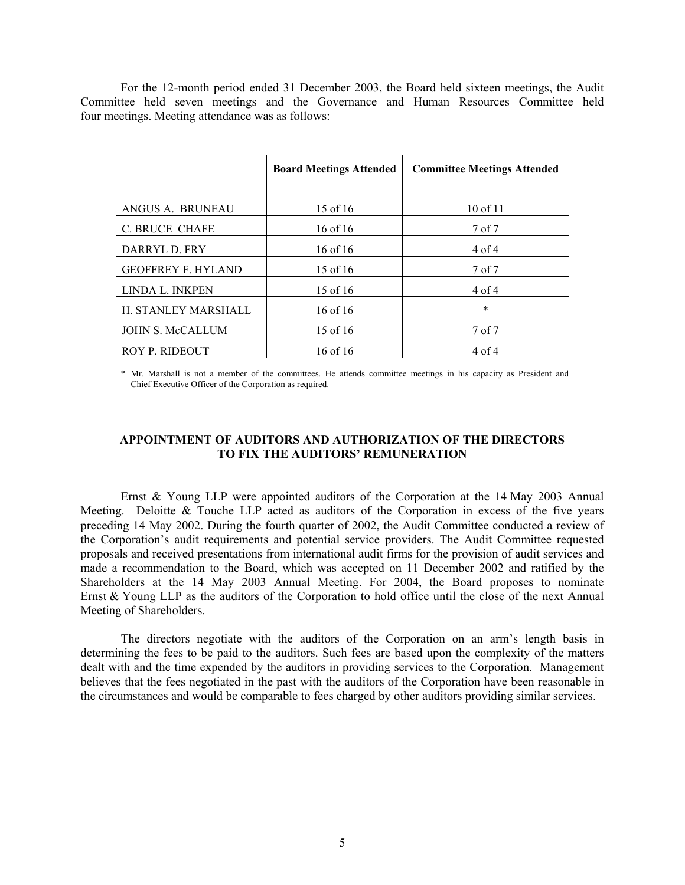For the 12-month period ended 31 December 2003, the Board held sixteen meetings, the Audit Committee held seven meetings and the Governance and Human Resources Committee held four meetings. Meeting attendance was as follows:

| | Board Meetings Attended | Committee Meetings Attended |
|---|---|---|
| ANGUS A. BRUNEAU | 15 of 16 | 10 of 11 |
| C. BRUCE CHAFE | 16 of 16 | 7 of 7 |
| DARRYL D. FRY | 16 of 16 | 4 of 4 |
| GEOFFREY F. HYLAND | 15 of 16 | 7 of 7 |
| LINDA L. INKPEN | 15 of 16 | 4 of 4 |
| H. STANLEY MARSHALL | 16 of 16 | * |
| JOHN S. McCALLUM | 15 of 16 | 7 of 7 |
| ROY P. RIDEOUT | 16 of 16 | 4 of 4 |

\* Mr. Marshall is not a member of the committees. He attends committee meetings in his capacity as President and Chief Executive Officer of the Corporation as required.

## APPOINTMENT OF AUDITORS AND AUTHORIZATION OF THE DIRECTORS TO FIX THE AUDITORS' REMUNERATION

Ernst & Young LLP were appointed auditors of the Corporation at the 14 May 2003 Annual Meeting. Deloitte & Touche LLP acted as auditors of the Corporation in excess of the five years preceding 14 May 2002. During the fourth quarter of 2002, the Audit Committee conducted a review of the Corporation's audit requirements and potential service providers. The Audit Committee requested proposals and received presentations from international audit firms for the provision of audit services and made a recommendation to the Board, which was accepted on 11 December 2002 and ratified by the Shareholders at the 14 May 2003 Annual Meeting. For 2004, the Board proposes to nominate Ernst & Young LLP as the auditors of the Corporation to hold office until the close of the next Annual Meeting of Shareholders.

The directors negotiate with the auditors of the Corporation on an arm's length basis in determining the fees to be paid to the auditors. Such fees are based upon the complexity of the matters dealt with and the time expended by the auditors in providing services to the Corporation. Management believes that the fees negotiated in the past with the auditors of the Corporation have been reasonable in the circumstances and would be comparable to fees charged by other auditors providing similar services.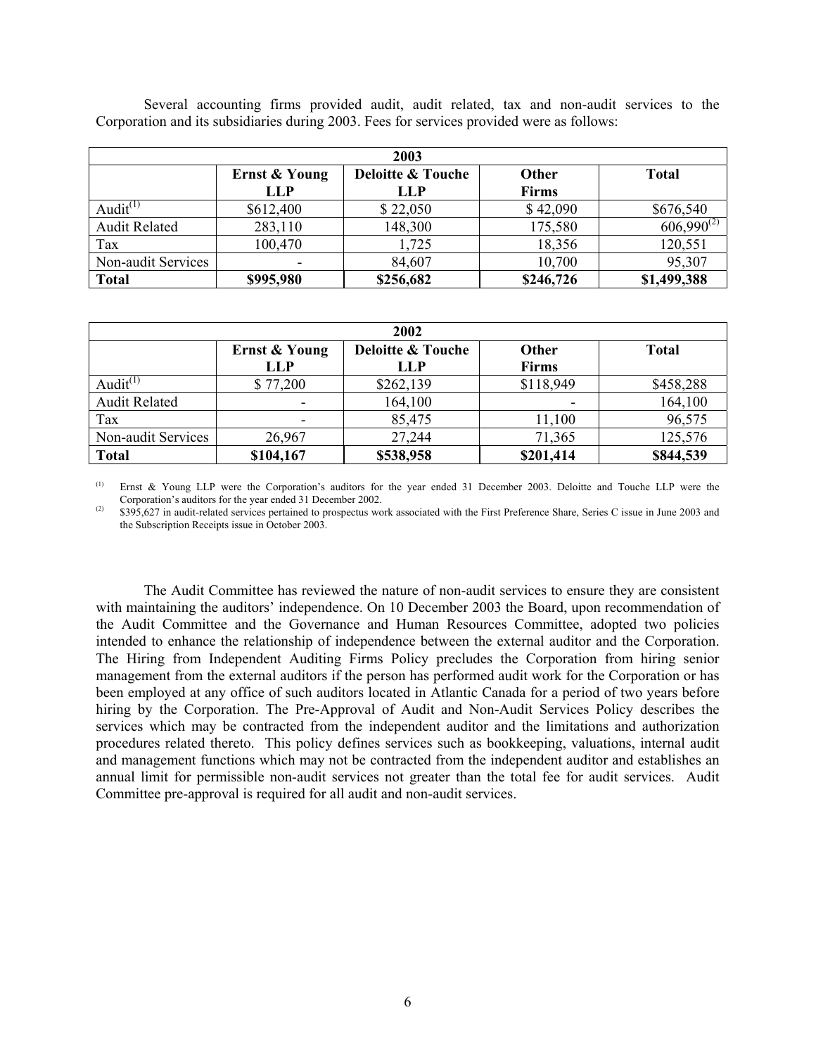Several accounting firms provided audit, audit related, tax and non-audit services to the Corporation and its subsidiaries during 2003. Fees for services provided were as follows:

| 2003 | | | | |
|---|---|---|---|---|
| | **Ernst & Young LLP** | **Deloitte & Touche LLP** | **Other Firms** | **Total** |
| Audit[(1)] | $612,400 | $ 22,050 | $ 42,090 | $676,540 |
| Audit Related | 283,110 | 148,300 | 175,580 | 606,990[(2)] |
| Tax | 100,470 | 1,725 | 18,356 | 120,551 |
| Non-audit Services | - | 84,607 | 10,700 | 95,307 |
| **Total** | **$995,980** | **$256,682** | **$246,726** | **$1,499,388** |

| 2002 | | | | |
|---|---|---|---|---|
| | **Ernst & Young LLP** | **Deloitte & Touche LLP** | **Other Firms** | **Total** |
| Audit[(1)] | $ 77,200 | $262,139 | $118,949 | $458,288 |
| Audit Related | - | 164,100 | - | 164,100 |
| Tax | - | 85,475 | 11,100 | 96,575 |
| Non-audit Services | 26,967 | 27,244 | 71,365 | 125,576 |
| **Total** | **$104,167** | **$538,958** | **$201,414** | **$844,539** |

(1) Ernst & Young LLP were the Corporation's auditors for the year ended 31 December 2003. Deloitte and Touche LLP were the Corporation's auditors for the year ended 31 December 2002.

(2) $395,627 in audit-related services pertained to prospectus work associated with the First Preference Share, Series C issue in June 2003 and the Subscription Receipts issue in October 2003.

The Audit Committee has reviewed the nature of non-audit services to ensure they are consistent with maintaining the auditors' independence. On 10 December 2003 the Board, upon recommendation of the Audit Committee and the Governance and Human Resources Committee, adopted two policies intended to enhance the relationship of independence between the external auditor and the Corporation. The Hiring from Independent Auditing Firms Policy precludes the Corporation from hiring senior management from the external auditors if the person has performed audit work for the Corporation or has been employed at any office of such auditors located in Atlantic Canada for a period of two years before hiring by the Corporation. The Pre-Approval of Audit and Non-Audit Services Policy describes the services which may be contracted from the independent auditor and the limitations and authorization procedures related thereto. This policy defines services such as bookkeeping, valuations, internal audit and management functions which may not be contracted from the independent auditor and establishes an annual limit for permissible non-audit services not greater than the total fee for audit services. Audit Committee pre-approval is required for all audit and non-audit services.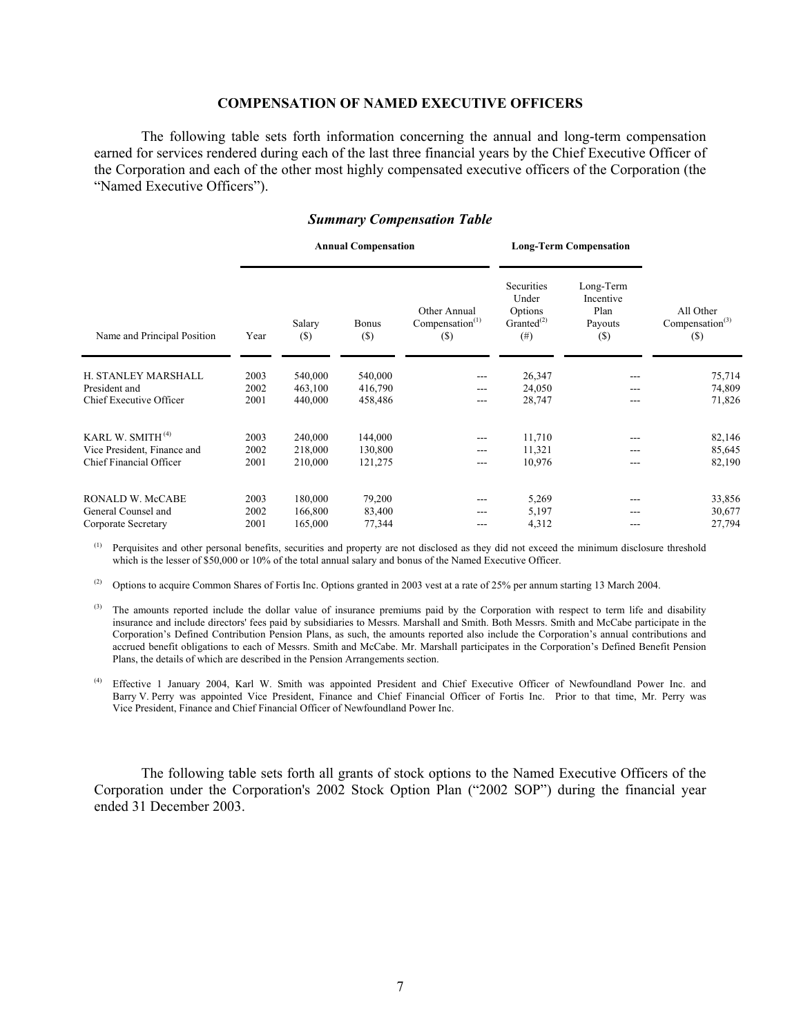## COMPENSATION OF NAMED EXECUTIVE OFFICERS

The following table sets forth information concerning the annual and long-term compensation earned for services rendered during each of the last three financial years by the Chief Executive Officer of the Corporation and each of the other most highly compensated executive officers of the Corporation (the "Named Executive Officers").

### *Summary Compensation Table*

| | | Annual Compensation | | | Long-Term Compensation | | |
|---|---|---|---|---|---|---|---|
| Name and Principal Position | Year | Salary ($) | Bonus ($) | Other Annual Compensation[(1)] ($) | Securities Under Options Granted[(2)] (#) | Long-Term Incentive Plan Payouts ($) | All Other Compensation[(3)] ($) |
| H. STANLEY MARSHALL | 2003 | 540,000 | 540,000 | --- | 26,347 | --- | 75,714 |
| President and | 2002 | 463,100 | 416,790 | --- | 24,050 | --- | 74,809 |
| Chief Executive Officer | 2001 | 440,000 | 458,486 | --- | 28,747 | --- | 71,826 |
| KARL W. SMITH[(4)] | 2003 | 240,000 | 144,000 | --- | 11,710 | --- | 82,146 |
| Vice President, Finance and | 2002 | 218,000 | 130,800 | --- | 11,321 | --- | 85,645 |
| Chief Financial Officer | 2001 | 210,000 | 121,275 | --- | 10,976 | --- | 82,190 |
| RONALD W. McCABE | 2003 | 180,000 | 79,200 | --- | 5,269 | --- | 33,856 |
| General Counsel and | 2002 | 166,800 | 83,400 | --- | 5,197 | --- | 30,677 |
| Corporate Secretary | 2001 | 165,000 | 77,344 | --- | 4,312 | --- | 27,794 |

(1) Perquisites and other personal benefits, securities and property are not disclosed as they did not exceed the minimum disclosure threshold which is the lesser of $50,000 or 10% of the total annual salary and bonus of the Named Executive Officer.

(2) Options to acquire Common Shares of Fortis Inc. Options granted in 2003 vest at a rate of 25% per annum starting 13 March 2004.

(3) The amounts reported include the dollar value of insurance premiums paid by the Corporation with respect to term life and disability insurance and include directors' fees paid by subsidiaries to Messrs. Marshall and Smith. Both Messrs. Smith and McCabe participate in the Corporation's Defined Contribution Pension Plans, as such, the amounts reported also include the Corporation's annual contributions and accrued benefit obligations to each of Messrs. Smith and McCabe. Mr. Marshall participates in the Corporation's Defined Benefit Pension Plans, the details of which are described in the Pension Arrangements section.

(4) Effective 1 January 2004, Karl W. Smith was appointed President and Chief Executive Officer of Newfoundland Power Inc. and Barry V. Perry was appointed Vice President, Finance and Chief Financial Officer of Fortis Inc. Prior to that time, Mr. Perry was Vice President, Finance and Chief Financial Officer of Newfoundland Power Inc.

The following table sets forth all grants of stock options to the Named Executive Officers of the Corporation under the Corporation's 2002 Stock Option Plan ("2002 SOP") during the financial year ended 31 December 2003.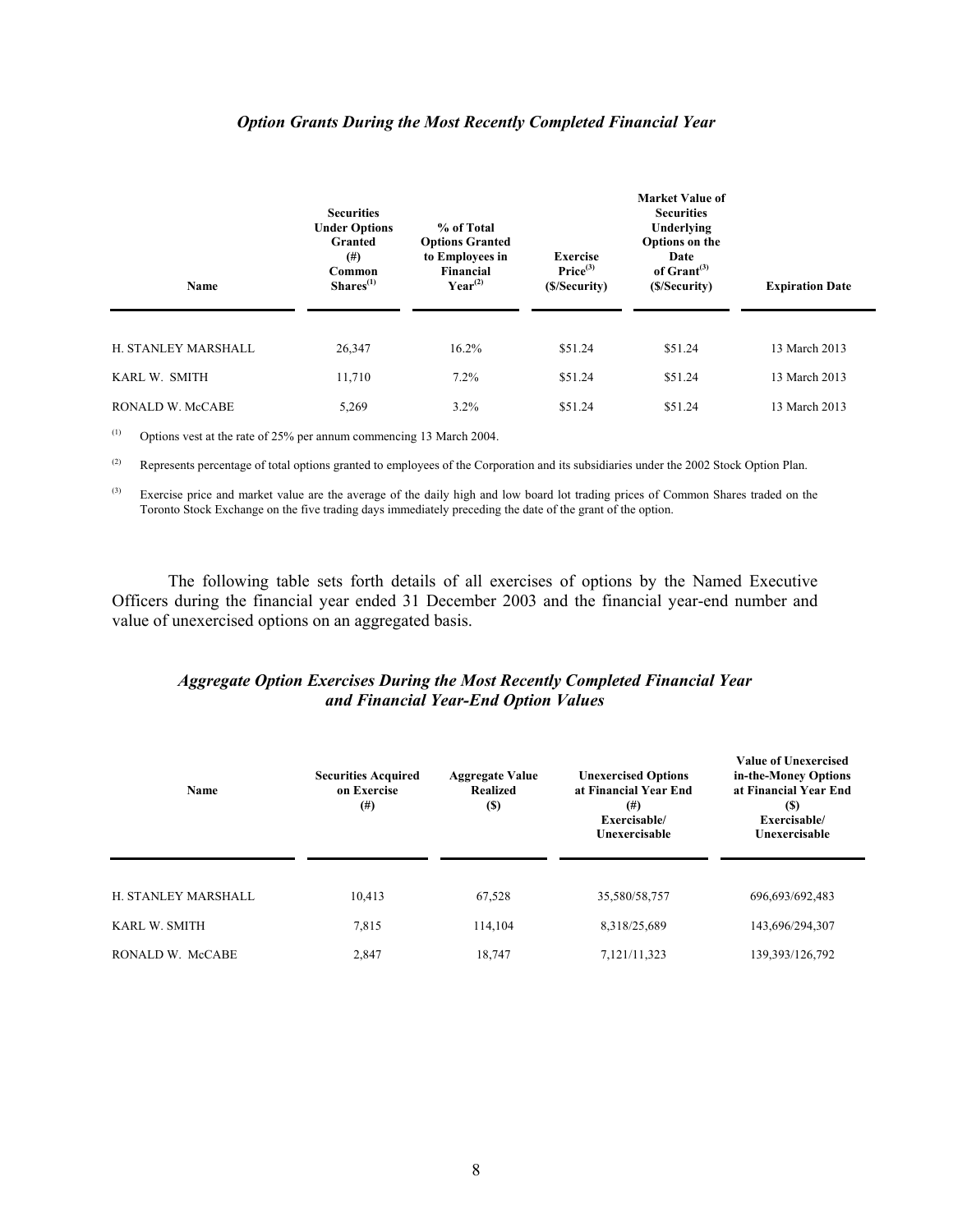### *Option Grants During the Most Recently Completed Financial Year*

| Name | Securities Under Options Granted (#) Common Shares[(1)] | % of Total Options Granted to Employees in Financial Year[(2)] | Exercise Price[(3)] ($/Security) | Market Value of Securities Underlying Options on the Date of Grant[(3)] ($/Security) | Expiration Date |
|---|---|---|---|---|---|
| H. STANLEY MARSHALL | 26,347 | 16.2% | $51.24 | $51.24 | 13 March 2013 |
| KARL W. SMITH | 11,710 | 7.2% | $51.24 | $51.24 | 13 March 2013 |
| RONALD W. McCABE | 5,269 | 3.2% | $51.24 | $51.24 | 13 March 2013 |

(1) Options vest at the rate of 25% per annum commencing 13 March 2004.

(2) Represents percentage of total options granted to employees of the Corporation and its subsidiaries under the 2002 Stock Option Plan.

(3) Exercise price and market value are the average of the daily high and low board lot trading prices of Common Shares traded on the Toronto Stock Exchange on the five trading days immediately preceding the date of the grant of the option.

The following table sets forth details of all exercises of options by the Named Executive Officers during the financial year ended 31 December 2003 and the financial year-end number and value of unexercised options on an aggregated basis.

### *Aggregate Option Exercises During the Most Recently Completed Financial Year and Financial Year-End Option Values*

| Name | Securities Acquired on Exercise (#) | Aggregate Value Realized ($) | Unexercised Options at Financial Year End (#) Exercisable/ Unexercisable | Value of Unexercised in-the-Money Options at Financial Year End ($) Exercisable/ Unexercisable |
|---|---|---|---|---|
| H. STANLEY MARSHALL | 10,413 | 67,528 | 35,580/58,757 | 696,693/692,483 |
| KARL W. SMITH | 7,815 | 114,104 | 8,318/25,689 | 143,696/294,307 |
| RONALD W. McCABE | 2,847 | 18,747 | 7,121/11,323 | 139,393/126,792 |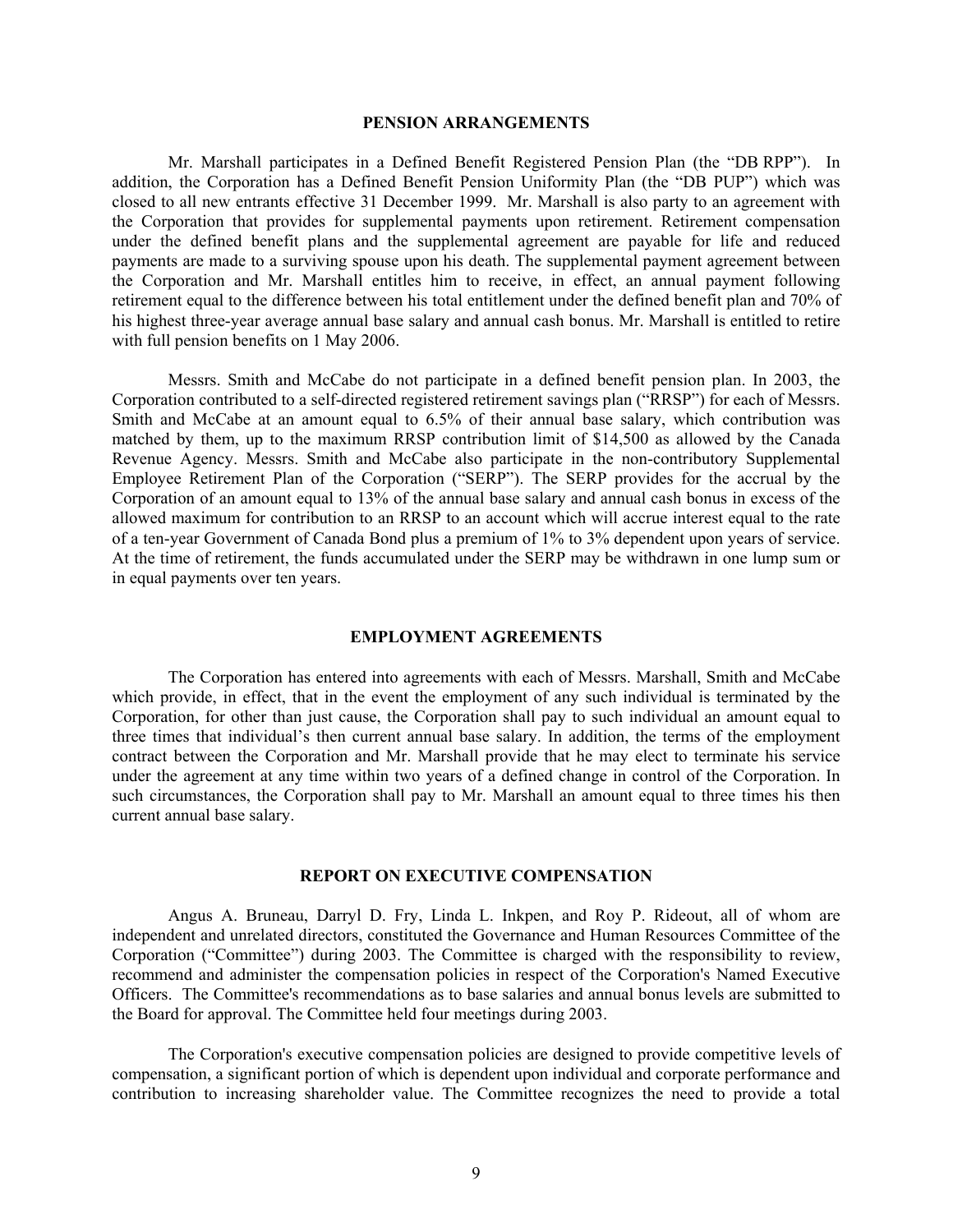## PENSION ARRANGEMENTS

Mr. Marshall participates in a Defined Benefit Registered Pension Plan (the "DB RPP"). In addition, the Corporation has a Defined Benefit Pension Uniformity Plan (the "DB PUP") which was closed to all new entrants effective 31 December 1999. Mr. Marshall is also party to an agreement with the Corporation that provides for supplemental payments upon retirement. Retirement compensation under the defined benefit plans and the supplemental agreement are payable for life and reduced payments are made to a surviving spouse upon his death. The supplemental payment agreement between the Corporation and Mr. Marshall entitles him to receive, in effect, an annual payment following retirement equal to the difference between his total entitlement under the defined benefit plan and 70% of his highest three-year average annual base salary and annual cash bonus. Mr. Marshall is entitled to retire with full pension benefits on 1 May 2006.

Messrs. Smith and McCabe do not participate in a defined benefit pension plan. In 2003, the Corporation contributed to a self-directed registered retirement savings plan ("RRSP") for each of Messrs. Smith and McCabe at an amount equal to 6.5% of their annual base salary, which contribution was matched by them, up to the maximum RRSP contribution limit of $14,500 as allowed by the Canada Revenue Agency. Messrs. Smith and McCabe also participate in the non-contributory Supplemental Employee Retirement Plan of the Corporation ("SERP"). The SERP provides for the accrual by the Corporation of an amount equal to 13% of the annual base salary and annual cash bonus in excess of the allowed maximum for contribution to an RRSP to an account which will accrue interest equal to the rate of a ten-year Government of Canada Bond plus a premium of 1% to 3% dependent upon years of service. At the time of retirement, the funds accumulated under the SERP may be withdrawn in one lump sum or in equal payments over ten years.

## EMPLOYMENT AGREEMENTS

The Corporation has entered into agreements with each of Messrs. Marshall, Smith and McCabe which provide, in effect, that in the event the employment of any such individual is terminated by the Corporation, for other than just cause, the Corporation shall pay to such individual an amount equal to three times that individual's then current annual base salary. In addition, the terms of the employment contract between the Corporation and Mr. Marshall provide that he may elect to terminate his service under the agreement at any time within two years of a defined change in control of the Corporation. In such circumstances, the Corporation shall pay to Mr. Marshall an amount equal to three times his then current annual base salary.

## REPORT ON EXECUTIVE COMPENSATION

Angus A. Bruneau, Darryl D. Fry, Linda L. Inkpen, and Roy P. Rideout, all of whom are independent and unrelated directors, constituted the Governance and Human Resources Committee of the Corporation ("Committee") during 2003. The Committee is charged with the responsibility to review, recommend and administer the compensation policies in respect of the Corporation's Named Executive Officers. The Committee's recommendations as to base salaries and annual bonus levels are submitted to the Board for approval. The Committee held four meetings during 2003.

The Corporation's executive compensation policies are designed to provide competitive levels of compensation, a significant portion of which is dependent upon individual and corporate performance and contribution to increasing shareholder value. The Committee recognizes the need to provide a total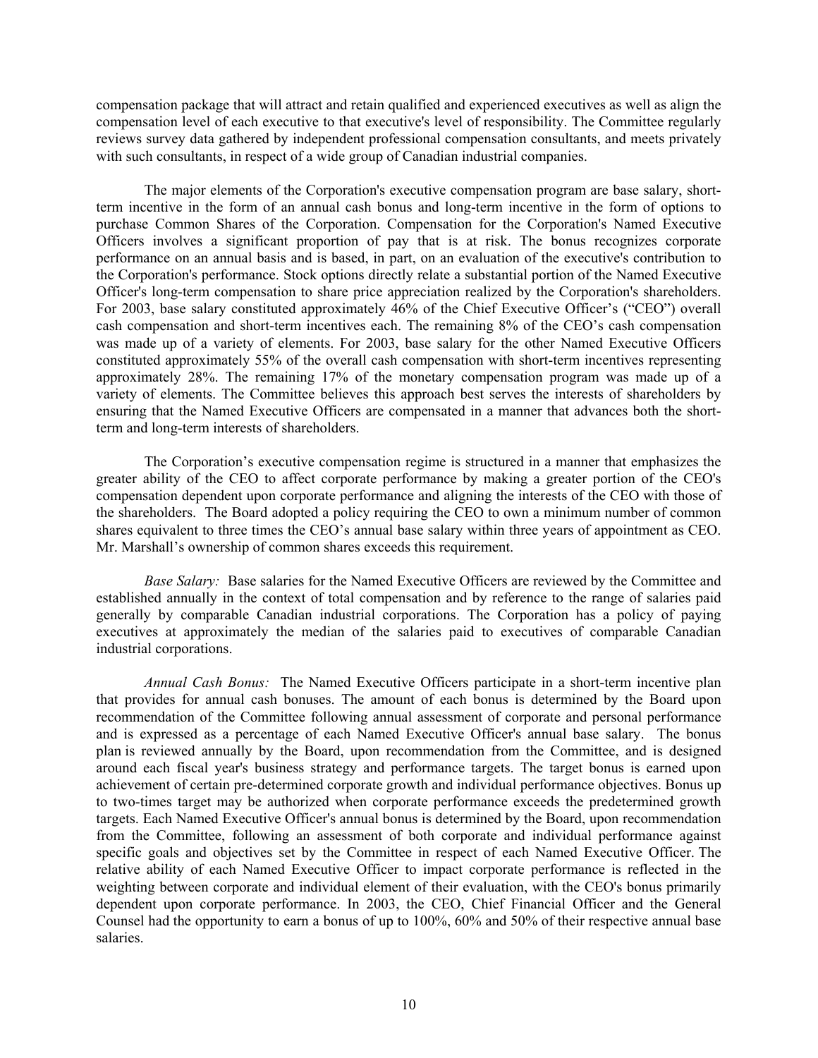compensation package that will attract and retain qualified and experienced executives as well as align the compensation level of each executive to that executive's level of responsibility. The Committee regularly reviews survey data gathered by independent professional compensation consultants, and meets privately with such consultants, in respect of a wide group of Canadian industrial companies.

The major elements of the Corporation's executive compensation program are base salary, short-term incentive in the form of an annual cash bonus and long-term incentive in the form of options to purchase Common Shares of the Corporation. Compensation for the Corporation's Named Executive Officers involves a significant proportion of pay that is at risk. The bonus recognizes corporate performance on an annual basis and is based, in part, on an evaluation of the executive's contribution to the Corporation's performance. Stock options directly relate a substantial portion of the Named Executive Officer's long-term compensation to share price appreciation realized by the Corporation's shareholders. For 2003, base salary constituted approximately 46% of the Chief Executive Officer's ("CEO") overall cash compensation and short-term incentives each. The remaining 8% of the CEO's cash compensation was made up of a variety of elements. For 2003, base salary for the other Named Executive Officers constituted approximately 55% of the overall cash compensation with short-term incentives representing approximately 28%. The remaining 17% of the monetary compensation program was made up of a variety of elements. The Committee believes this approach best serves the interests of shareholders by ensuring that the Named Executive Officers are compensated in a manner that advances both the short-term and long-term interests of shareholders.

The Corporation's executive compensation regime is structured in a manner that emphasizes the greater ability of the CEO to affect corporate performance by making a greater portion of the CEO's compensation dependent upon corporate performance and aligning the interests of the CEO with those of the shareholders. The Board adopted a policy requiring the CEO to own a minimum number of common shares equivalent to three times the CEO's annual base salary within three years of appointment as CEO. Mr. Marshall's ownership of common shares exceeds this requirement.

*Base Salary:* Base salaries for the Named Executive Officers are reviewed by the Committee and established annually in the context of total compensation and by reference to the range of salaries paid generally by comparable Canadian industrial corporations. The Corporation has a policy of paying executives at approximately the median of the salaries paid to executives of comparable Canadian industrial corporations.

*Annual Cash Bonus:* The Named Executive Officers participate in a short-term incentive plan that provides for annual cash bonuses. The amount of each bonus is determined by the Board upon recommendation of the Committee following annual assessment of corporate and personal performance and is expressed as a percentage of each Named Executive Officer's annual base salary. The bonus plan is reviewed annually by the Board, upon recommendation from the Committee, and is designed around each fiscal year's business strategy and performance targets. The target bonus is earned upon achievement of certain pre-determined corporate growth and individual performance objectives. Bonus up to two-times target may be authorized when corporate performance exceeds the predetermined growth targets. Each Named Executive Officer's annual bonus is determined by the Board, upon recommendation from the Committee, following an assessment of both corporate and individual performance against specific goals and objectives set by the Committee in respect of each Named Executive Officer. The relative ability of each Named Executive Officer to impact corporate performance is reflected in the weighting between corporate and individual element of their evaluation, with the CEO's bonus primarily dependent upon corporate performance. In 2003, the CEO, Chief Financial Officer and the General Counsel had the opportunity to earn a bonus of up to 100%, 60% and 50% of their respective annual base salaries.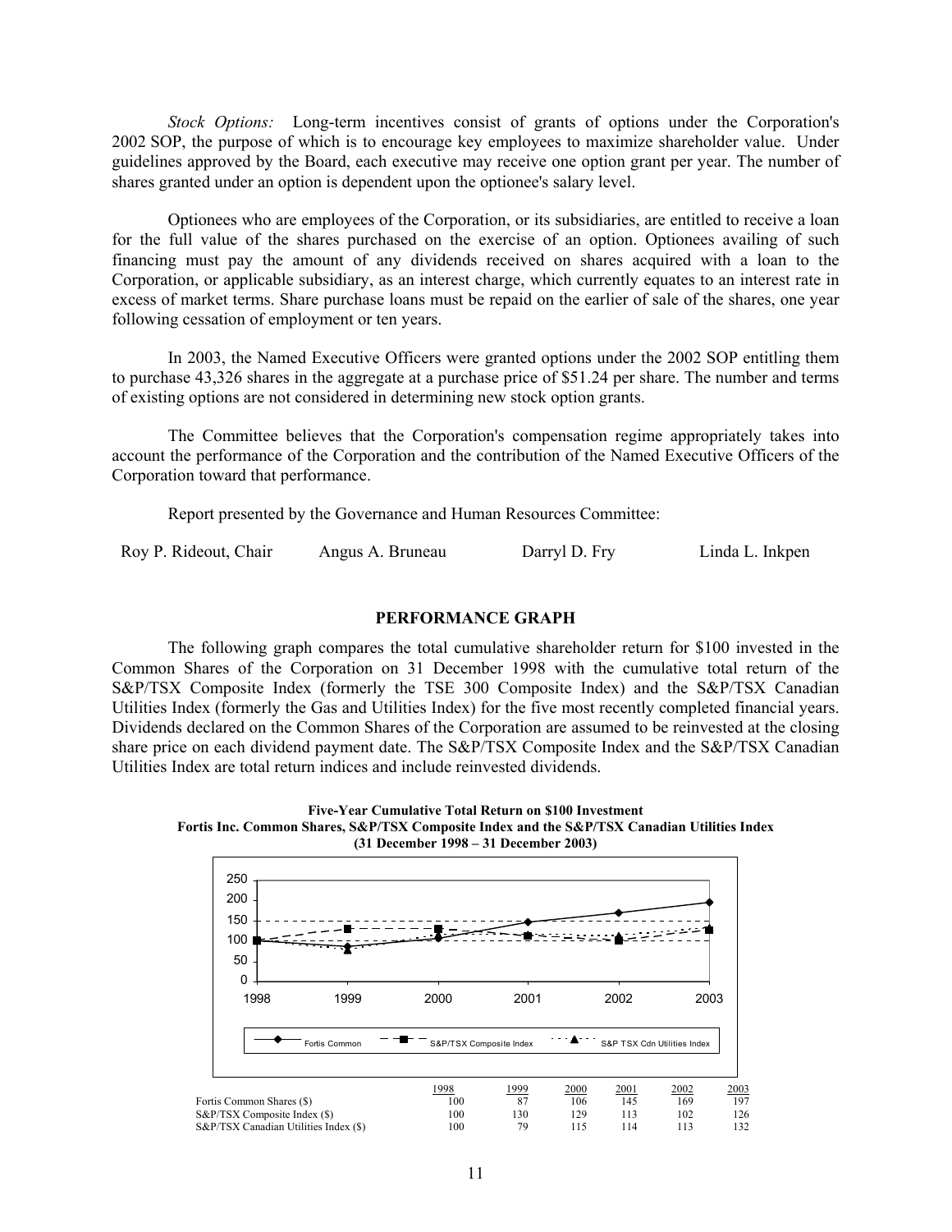*Stock Options:* Long-term incentives consist of grants of options under the Corporation's 2002 SOP, the purpose of which is to encourage key employees to maximize shareholder value. Under guidelines approved by the Board, each executive may receive one option grant per year. The number of shares granted under an option is dependent upon the optionee's salary level.

Optionees who are employees of the Corporation, or its subsidiaries, are entitled to receive a loan for the full value of the shares purchased on the exercise of an option. Optionees availing of such financing must pay the amount of any dividends received on shares acquired with a loan to the Corporation, or applicable subsidiary, as an interest charge, which currently equates to an interest rate in excess of market terms. Share purchase loans must be repaid on the earlier of sale of the shares, one year following cessation of employment or ten years.

In 2003, the Named Executive Officers were granted options under the 2002 SOP entitling them to purchase 43,326 shares in the aggregate at a purchase price of $51.24 per share. The number and terms of existing options are not considered in determining new stock option grants.

The Committee believes that the Corporation's compensation regime appropriately takes into account the performance of the Corporation and the contribution of the Named Executive Officers of the Corporation toward that performance.

Report presented by the Governance and Human Resources Committee:

Roy P. Rideout, Chair    Angus A. Bruneau    Darryl D. Fry    Linda L. Inkpen

## PERFORMANCE GRAPH

The following graph compares the total cumulative shareholder return for $100 invested in the Common Shares of the Corporation on 31 December 1998 with the cumulative total return of the S&P/TSX Composite Index (formerly the TSE 300 Composite Index) and the S&P/TSX Canadian Utilities Index (formerly the Gas and Utilities Index) for the five most recently completed financial years. Dividends declared on the Common Shares of the Corporation are assumed to be reinvested at the closing share price on each dividend payment date. The S&P/TSX Composite Index and the S&P/TSX Canadian Utilities Index are total return indices and include reinvested dividends.

**Five-Year Cumulative Total Return on $100 Investment**
**Fortis Inc. Common Shares, S&P/TSX Composite Index and the S&P/TSX Canadian Utilities Index**
**(31 December 1998 – 31 December 2003)**

| | 1998 | 1999 | 2000 | 2001 | 2002 | 2003 |
|---|---|---|---|---|---|---|
| Fortis Common Shares ($) | 100 | 87 | 106 | 145 | 169 | 197 |
| S&P/TSX Composite Index ($) | 100 | 130 | 129 | 113 | 102 | 126 |
| S&P/TSX Canadian Utilities Index ($) | 100 | 79 | 115 | 114 | 113 | 132 |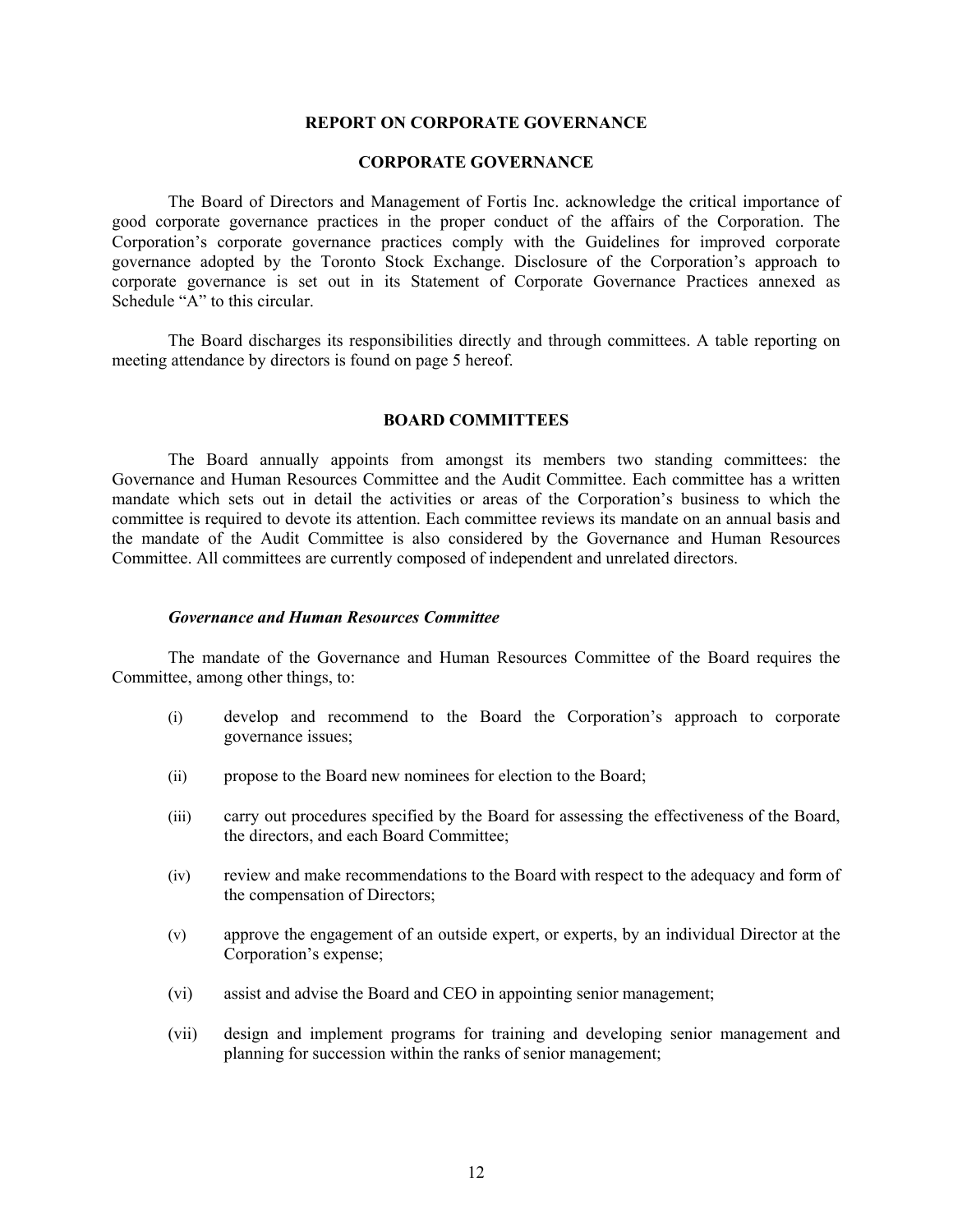## REPORT ON CORPORATE GOVERNANCE

### CORPORATE GOVERNANCE

The Board of Directors and Management of Fortis Inc. acknowledge the critical importance of good corporate governance practices in the proper conduct of the affairs of the Corporation. The Corporation's corporate governance practices comply with the Guidelines for improved corporate governance adopted by the Toronto Stock Exchange. Disclosure of the Corporation's approach to corporate governance is set out in its Statement of Corporate Governance Practices annexed as Schedule "A" to this circular.

The Board discharges its responsibilities directly and through committees. A table reporting on meeting attendance by directors is found on page 5 hereof.

### BOARD COMMITTEES

The Board annually appoints from amongst its members two standing committees: the Governance and Human Resources Committee and the Audit Committee. Each committee has a written mandate which sets out in detail the activities or areas of the Corporation's business to which the committee is required to devote its attention. Each committee reviews its mandate on an annual basis and the mandate of the Audit Committee is also considered by the Governance and Human Resources Committee. All committees are currently composed of independent and unrelated directors.

#### *Governance and Human Resources Committee*

The mandate of the Governance and Human Resources Committee of the Board requires the Committee, among other things, to:

(i) develop and recommend to the Board the Corporation's approach to corporate governance issues;

(ii) propose to the Board new nominees for election to the Board;

(iii) carry out procedures specified by the Board for assessing the effectiveness of the Board, the directors, and each Board Committee;

(iv) review and make recommendations to the Board with respect to the adequacy and form of the compensation of Directors;

(v) approve the engagement of an outside expert, or experts, by an individual Director at the Corporation's expense;

(vi) assist and advise the Board and CEO in appointing senior management;

(vii) design and implement programs for training and developing senior management and planning for succession within the ranks of senior management;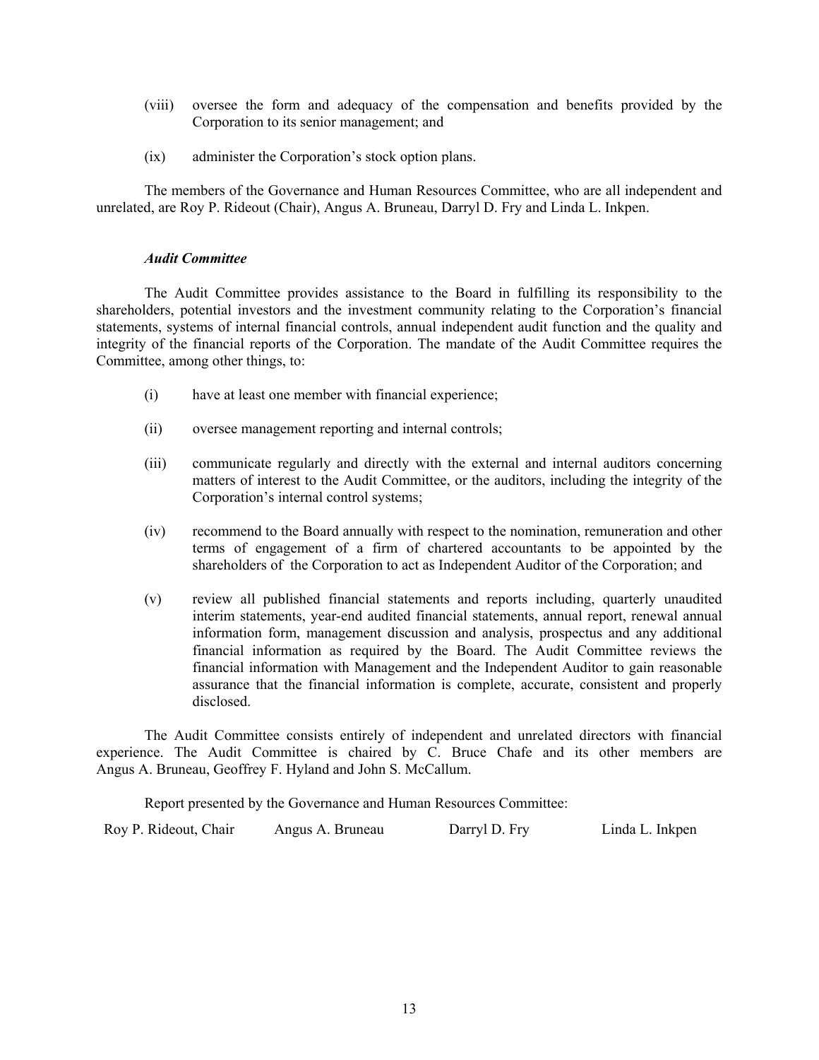(viii) oversee the form and adequacy of the compensation and benefits provided by the Corporation to its senior management; and

(ix) administer the Corporation's stock option plans.

The members of the Governance and Human Resources Committee, who are all independent and unrelated, are Roy P. Rideout (Chair), Angus A. Bruneau, Darryl D. Fry and Linda L. Inkpen.

***Audit Committee***

The Audit Committee provides assistance to the Board in fulfilling its responsibility to the shareholders, potential investors and the investment community relating to the Corporation's financial statements, systems of internal financial controls, annual independent audit function and the quality and integrity of the financial reports of the Corporation. The mandate of the Audit Committee requires the Committee, among other things, to:

(i) have at least one member with financial experience;

(ii) oversee management reporting and internal controls;

(iii) communicate regularly and directly with the external and internal auditors concerning matters of interest to the Audit Committee, or the auditors, including the integrity of the Corporation's internal control systems;

(iv) recommend to the Board annually with respect to the nomination, remuneration and other terms of engagement of a firm of chartered accountants to be appointed by the shareholders of the Corporation to act as Independent Auditor of the Corporation; and

(v) review all published financial statements and reports including, quarterly unaudited interim statements, year-end audited financial statements, annual report, renewal annual information form, management discussion and analysis, prospectus and any additional financial information as required by the Board. The Audit Committee reviews the financial information with Management and the Independent Auditor to gain reasonable assurance that the financial information is complete, accurate, consistent and properly disclosed.

The Audit Committee consists entirely of independent and unrelated directors with financial experience. The Audit Committee is chaired by C. Bruce Chafe and its other members are Angus A. Bruneau, Geoffrey F. Hyland and John S. McCallum.

Report presented by the Governance and Human Resources Committee:

Roy P. Rideout, Chair    Angus A. Bruneau    Darryl D. Fry    Linda L. Inkpen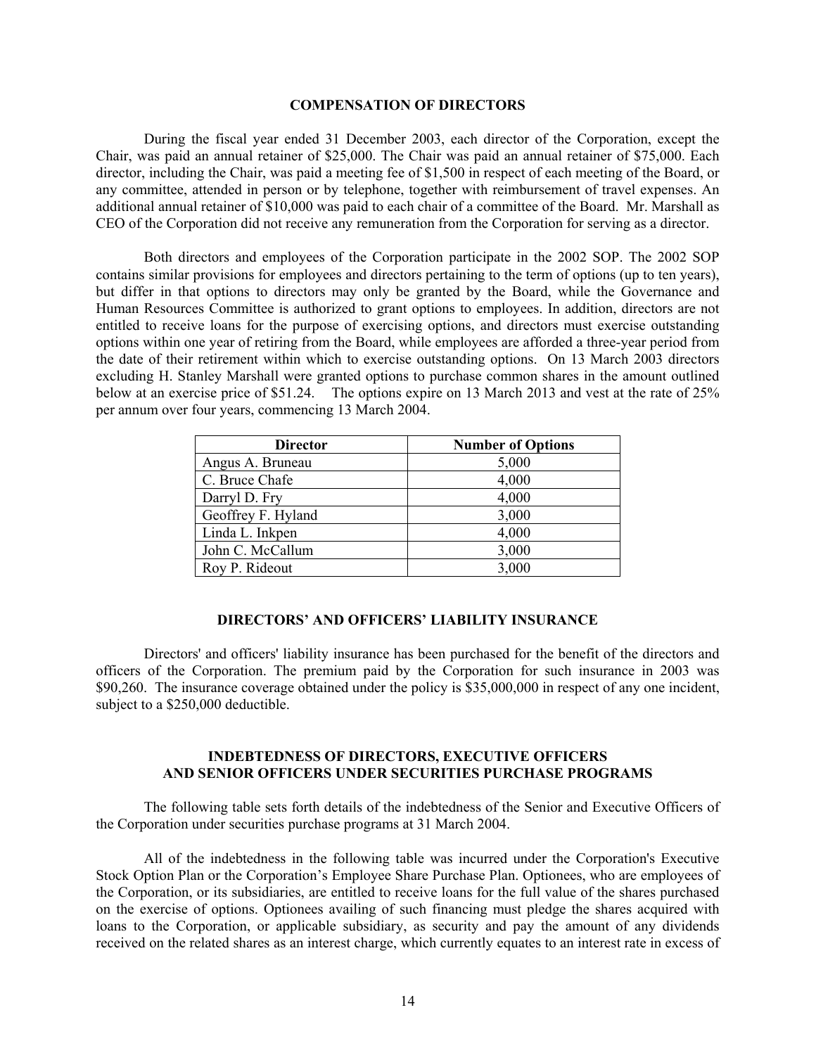## COMPENSATION OF DIRECTORS

During the fiscal year ended 31 December 2003, each director of the Corporation, except the Chair, was paid an annual retainer of $25,000. The Chair was paid an annual retainer of $75,000. Each director, including the Chair, was paid a meeting fee of $1,500 in respect of each meeting of the Board, or any committee, attended in person or by telephone, together with reimbursement of travel expenses. An additional annual retainer of $10,000 was paid to each chair of a committee of the Board. Mr. Marshall as CEO of the Corporation did not receive any remuneration from the Corporation for serving as a director.

Both directors and employees of the Corporation participate in the 2002 SOP. The 2002 SOP contains similar provisions for employees and directors pertaining to the term of options (up to ten years), but differ in that options to directors may only be granted by the Board, while the Governance and Human Resources Committee is authorized to grant options to employees. In addition, directors are not entitled to receive loans for the purpose of exercising options, and directors must exercise outstanding options within one year of retiring from the Board, while employees are afforded a three-year period from the date of their retirement within which to exercise outstanding options. On 13 March 2003 directors excluding H. Stanley Marshall were granted options to purchase common shares in the amount outlined below at an exercise price of $51.24. The options expire on 13 March 2013 and vest at the rate of 25% per annum over four years, commencing 13 March 2004.

| Director | Number of Options |
|---|---|
| Angus A. Bruneau | 5,000 |
| C. Bruce Chafe | 4,000 |
| Darryl D. Fry | 4,000 |
| Geoffrey F. Hyland | 3,000 |
| Linda L. Inkpen | 4,000 |
| John C. McCallum | 3,000 |
| Roy P. Rideout | 3,000 |

## DIRECTORS' AND OFFICERS' LIABILITY INSURANCE

Directors' and officers' liability insurance has been purchased for the benefit of the directors and officers of the Corporation. The premium paid by the Corporation for such insurance in 2003 was $90,260. The insurance coverage obtained under the policy is $35,000,000 in respect of any one incident, subject to a $250,000 deductible.

## INDEBTEDNESS OF DIRECTORS, EXECUTIVE OFFICERS AND SENIOR OFFICERS UNDER SECURITIES PURCHASE PROGRAMS

The following table sets forth details of the indebtedness of the Senior and Executive Officers of the Corporation under securities purchase programs at 31 March 2004.

All of the indebtedness in the following table was incurred under the Corporation's Executive Stock Option Plan or the Corporation's Employee Share Purchase Plan. Optionees, who are employees of the Corporation, or its subsidiaries, are entitled to receive loans for the full value of the shares purchased on the exercise of options. Optionees availing of such financing must pledge the shares acquired with loans to the Corporation, or applicable subsidiary, as security and pay the amount of any dividends received on the related shares as an interest charge, which currently equates to an interest rate in excess of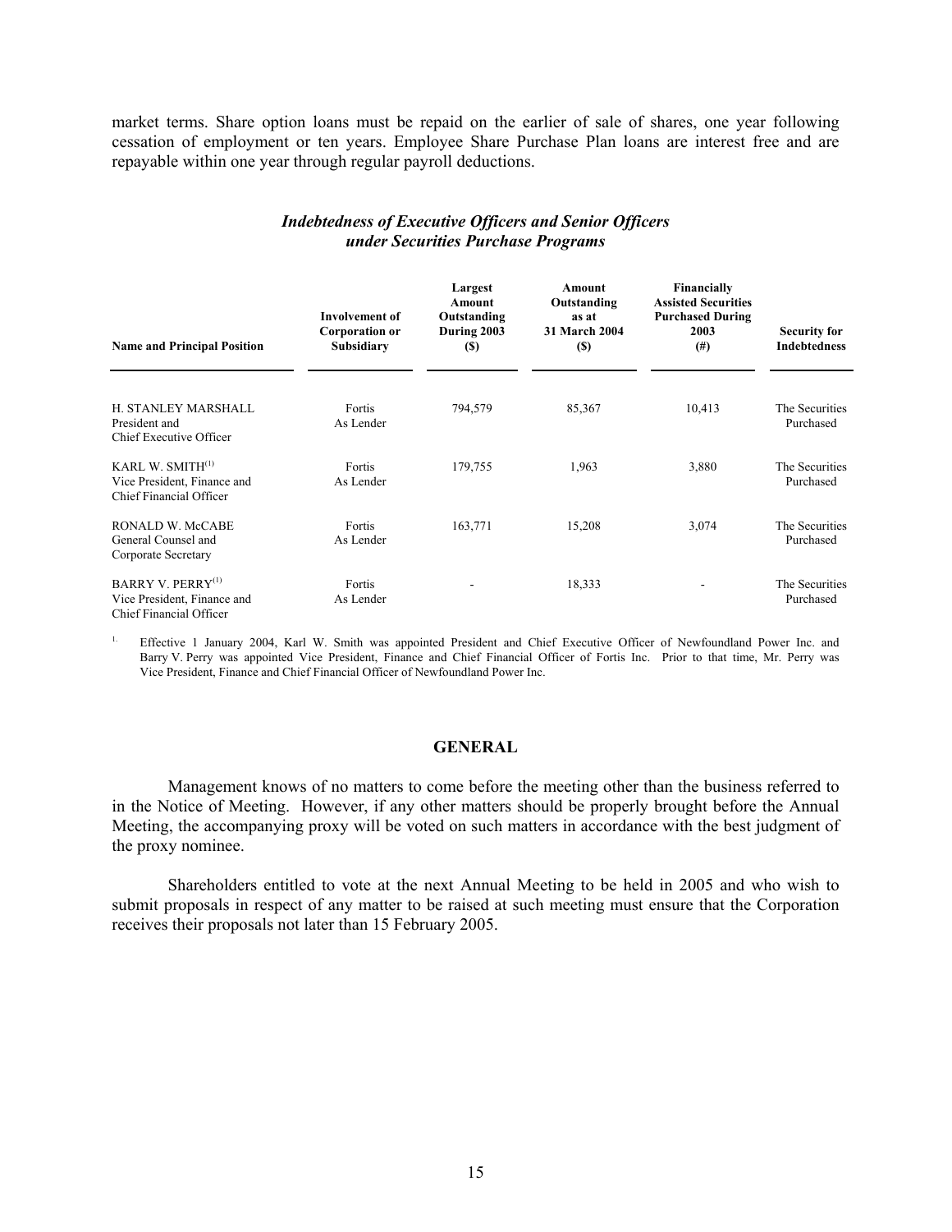market terms. Share option loans must be repaid on the earlier of sale of shares, one year following cessation of employment or ten years. Employee Share Purchase Plan loans are interest free and are repayable within one year through regular payroll deductions.

### *Indebtedness of Executive Officers and Senior Officers under Securities Purchase Programs*

| Name and Principal Position | Involvement of Corporation or Subsidiary | Largest Amount Outstanding During 2003 ($) | Amount Outstanding as at 31 March 2004 ($) | Financially Assisted Securities Purchased During 2003 (#) | Security for Indebtedness |
|---|---|---|---|---|---|
| H. STANLEY MARSHALL<br>President and<br>Chief Executive Officer | Fortis<br>As Lender | 794,579 | 85,367 | 10,413 | The Securities Purchased |
| KARL W. SMITH[(1)]<br>Vice President, Finance and<br>Chief Financial Officer | Fortis<br>As Lender | 179,755 | 1,963 | 3,880 | The Securities Purchased |
| RONALD W. McCABE<br>General Counsel and<br>Corporate Secretary | Fortis<br>As Lender | 163,771 | 15,208 | 3,074 | The Securities Purchased |
| BARRY V. PERRY[(1)]<br>Vice President, Finance and<br>Chief Financial Officer | Fortis<br>As Lender | - | 18,333 | - | The Securities Purchased |

1. Effective 1 January 2004, Karl W. Smith was appointed President and Chief Executive Officer of Newfoundland Power Inc. and Barry V. Perry was appointed Vice President, Finance and Chief Financial Officer of Fortis Inc. Prior to that time, Mr. Perry was Vice President, Finance and Chief Financial Officer of Newfoundland Power Inc.

## GENERAL

Management knows of no matters to come before the meeting other than the business referred to in the Notice of Meeting. However, if any other matters should be properly brought before the Annual Meeting, the accompanying proxy will be voted on such matters in accordance with the best judgment of the proxy nominee.

Shareholders entitled to vote at the next Annual Meeting to be held in 2005 and who wish to submit proposals in respect of any matter to be raised at such meeting must ensure that the Corporation receives their proposals not later than 15 February 2005.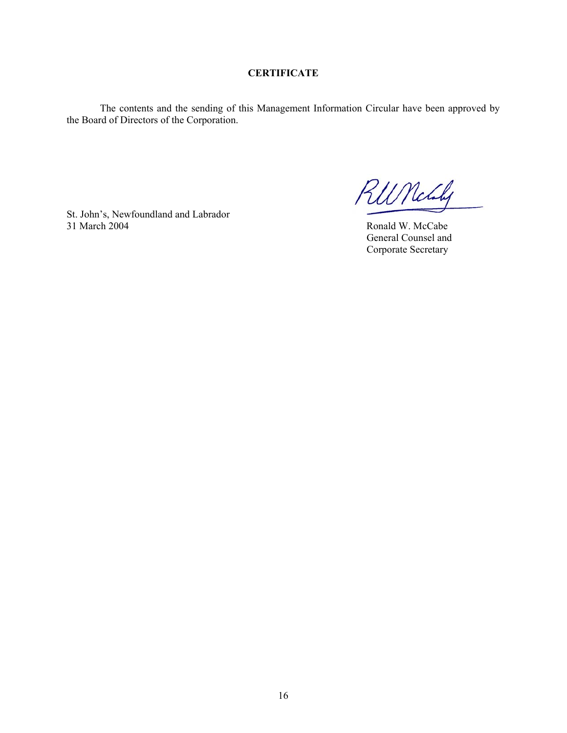## CERTIFICATE

The contents and the sending of this Management Information Circular have been approved by the Board of Directors of the Corporation.

St. John's, Newfoundland and Labrador
31 March 2004

Ronald W. McCabe
General Counsel and
Corporate Secretary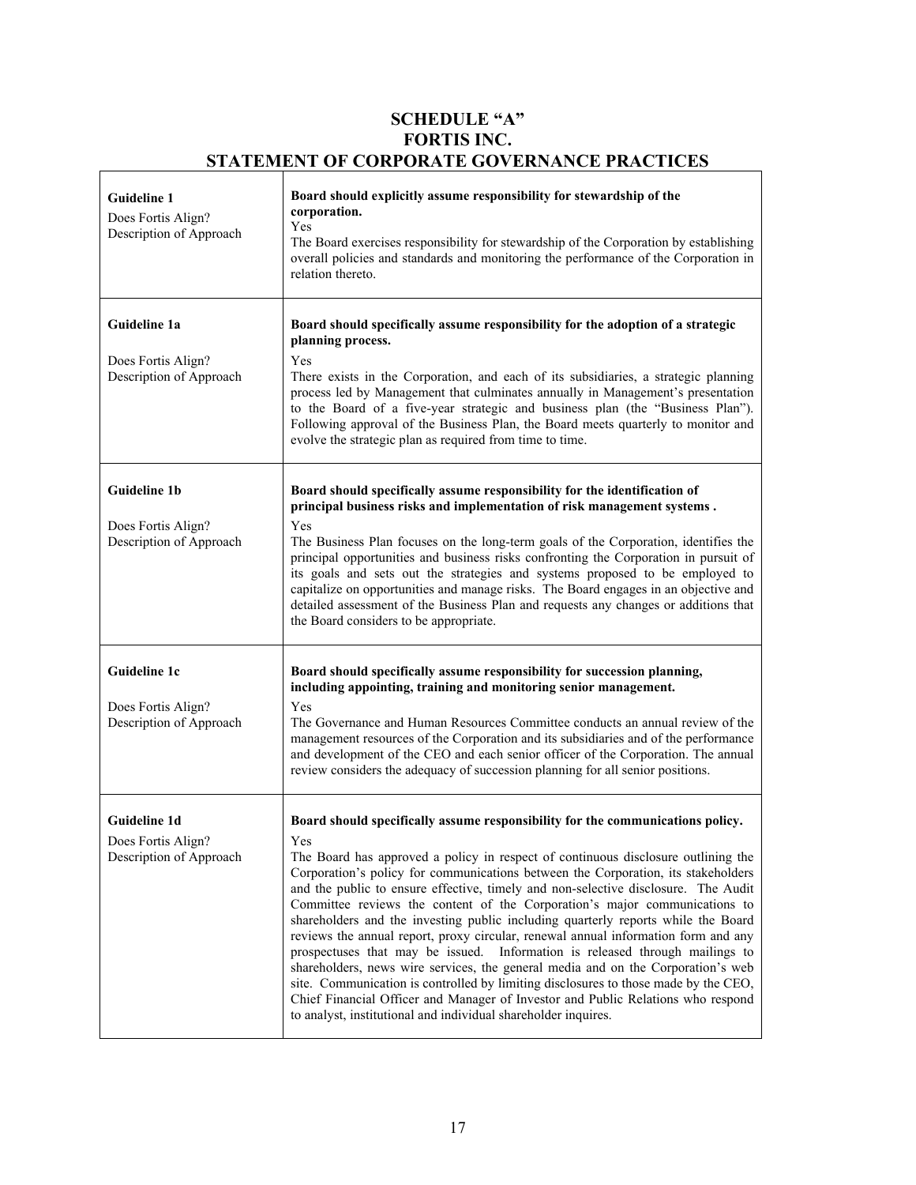# SCHEDULE "A"
# FORTIS INC.
# STATEMENT OF CORPORATE GOVERNANCE PRACTICES

| | |
|---|---|
| **Guideline 1**<br>Does Fortis Align?<br>Description of Approach | **Board should explicitly assume responsibility for stewardship of the corporation.**<br>Yes<br>The Board exercises responsibility for stewardship of the Corporation by establishing overall policies and standards and monitoring the performance of the Corporation in relation thereto. |
| **Guideline 1a**<br>Does Fortis Align?<br>Description of Approach | **Board should specifically assume responsibility for the adoption of a strategic planning process.**<br>Yes<br>There exists in the Corporation, and each of its subsidiaries, a strategic planning process led by Management that culminates annually in Management's presentation to the Board of a five-year strategic and business plan (the "Business Plan"). Following approval of the Business Plan, the Board meets quarterly to monitor and evolve the strategic plan as required from time to time. |
| **Guideline 1b**<br>Does Fortis Align?<br>Description of Approach | **Board should specifically assume responsibility for the identification of principal business risks and implementation of risk management systems .**<br>Yes<br>The Business Plan focuses on the long-term goals of the Corporation, identifies the principal opportunities and business risks confronting the Corporation in pursuit of its goals and sets out the strategies and systems proposed to be employed to capitalize on opportunities and manage risks. The Board engages in an objective and detailed assessment of the Business Plan and requests any changes or additions that the Board considers to be appropriate. |
| **Guideline 1c**<br>Does Fortis Align?<br>Description of Approach | **Board should specifically assume responsibility for succession planning, including appointing, training and monitoring senior management.**<br>Yes<br>The Governance and Human Resources Committee conducts an annual review of the management resources of the Corporation and its subsidiaries and of the performance and development of the CEO and each senior officer of the Corporation. The annual review considers the adequacy of succession planning for all senior positions. |
| **Guideline 1d**<br>Does Fortis Align?<br>Description of Approach | **Board should specifically assume responsibility for the communications policy.**<br>Yes<br>The Board has approved a policy in respect of continuous disclosure outlining the Corporation's policy for communications between the Corporation, its stakeholders and the public to ensure effective, timely and non-selective disclosure. The Audit Committee reviews the content of the Corporation's major communications to shareholders and the investing public including quarterly reports while the Board reviews the annual report, proxy circular, renewal annual information form and any prospectuses that may be issued. Information is released through mailings to shareholders, news wire services, the general media and on the Corporation's web site. Communication is controlled by limiting disclosures to those made by the CEO, Chief Financial Officer and Manager of Investor and Public Relations who respond to analyst, institutional and individual shareholder inquires. |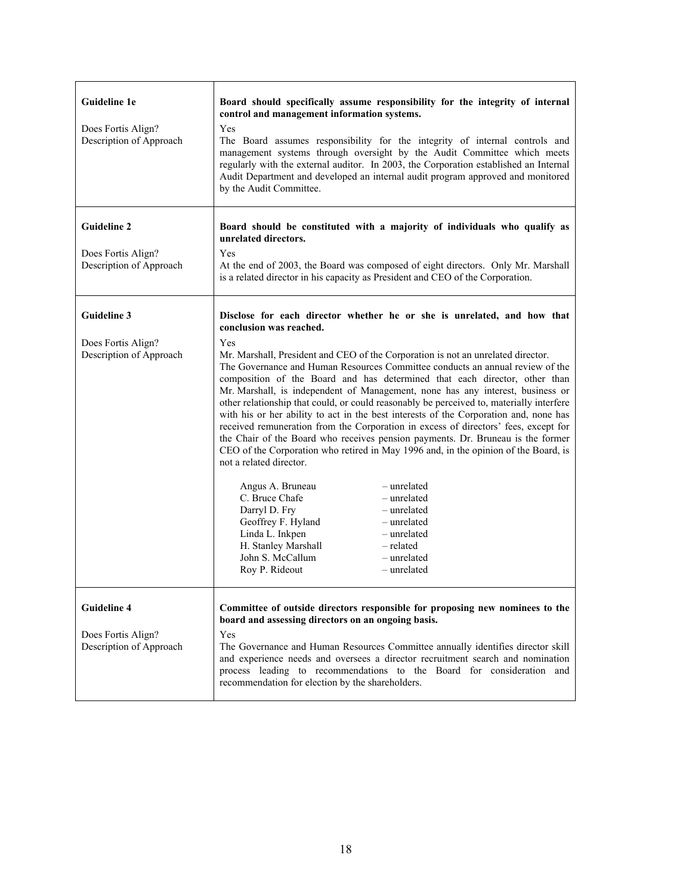| | |
|---|---|
| **Guideline 1e** | **Board should specifically assume responsibility for the integrity of internal control and management information systems.** |
| Does Fortis Align? | Yes |
| Description of Approach | The Board assumes responsibility for the integrity of internal controls and management systems through oversight by the Audit Committee which meets regularly with the external auditor. In 2003, the Corporation established an Internal Audit Department and developed an internal audit program approved and monitored by the Audit Committee. |
| **Guideline 2** | **Board should be constituted with a majority of individuals who qualify as unrelated directors.** |
| Does Fortis Align? | Yes |
| Description of Approach | At the end of 2003, the Board was composed of eight directors. Only Mr. Marshall is a related director in his capacity as President and CEO of the Corporation. |
| **Guideline 3** | **Disclose for each director whether he or she is unrelated, and how that conclusion was reached.** |
| Does Fortis Align? | Yes |
| Description of Approach | Mr. Marshall, President and CEO of the Corporation is not an unrelated director.<br>The Governance and Human Resources Committee conducts an annual review of the composition of the Board and has determined that each director, other than Mr. Marshall, is independent of Management, none has any interest, business or other relationship that could, or could reasonably be perceived to, materially interfere with his or her ability to act in the best interests of the Corporation and, none has received remuneration from the Corporation in excess of directors' fees, except for the Chair of the Board who receives pension payments. Dr. Bruneau is the former CEO of the Corporation who retired in May 1996 and, in the opinion of the Board, is not a related director.<br><br>Angus A. Bruneau – unrelated<br>C. Bruce Chafe – unrelated<br>Darryl D. Fry – unrelated<br>Geoffrey F. Hyland – unrelated<br>Linda L. Inkpen – unrelated<br>H. Stanley Marshall – related<br>John S. McCallum – unrelated<br>Roy P. Rideout – unrelated |
| **Guideline 4** | **Committee of outside directors responsible for proposing new nominees to the board and assessing directors on an ongoing basis.** |
| Does Fortis Align? | Yes |
| Description of Approach | The Governance and Human Resources Committee annually identifies director skill and experience needs and oversees a director recruitment search and nomination process leading to recommendations to the Board for consideration and recommendation for election by the shareholders. |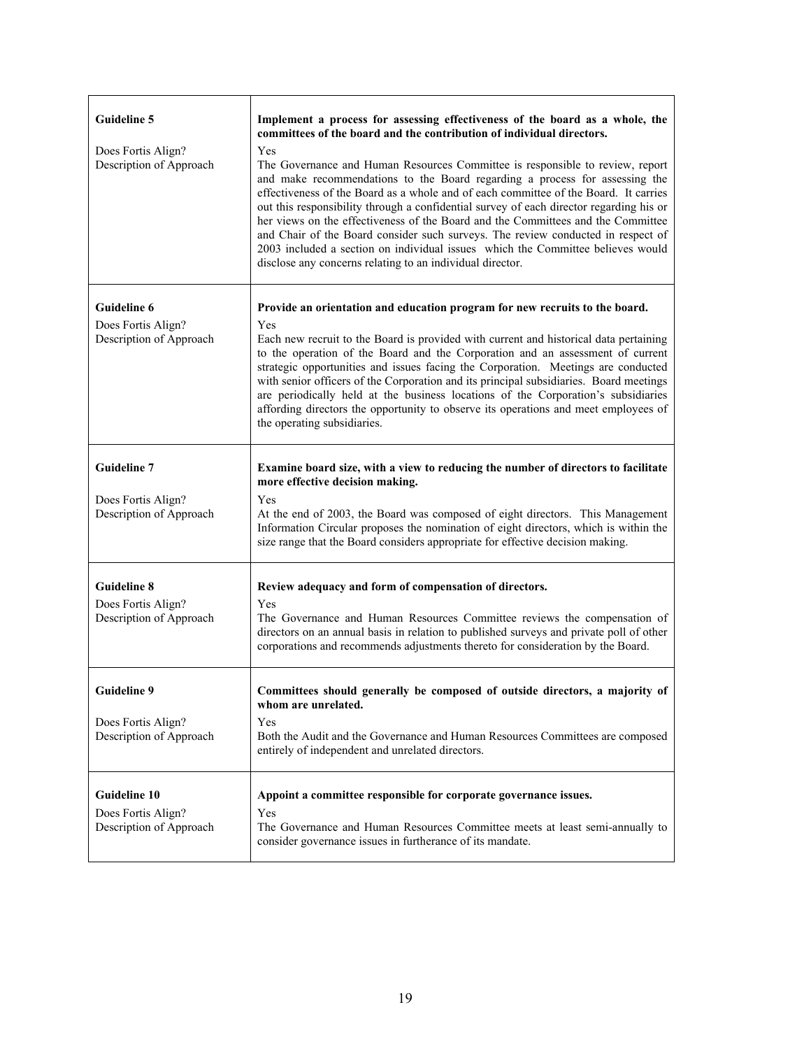| | |
|---|---|
| **Guideline 5**<br><br>Does Fortis Align?<br>Description of Approach | **Implement a process for assessing effectiveness of the board as a whole, the committees of the board and the contribution of individual directors.**<br><br>Yes<br>The Governance and Human Resources Committee is responsible to review, report and make recommendations to the Board regarding a process for assessing the effectiveness of the Board as a whole and of each committee of the Board. It carries out this responsibility through a confidential survey of each director regarding his or her views on the effectiveness of the Board and the Committees and the Committee and Chair of the Board consider such surveys. The review conducted in respect of 2003 included a section on individual issues which the Committee believes would disclose any concerns relating to an individual director. |
| **Guideline 6**<br><br>Does Fortis Align?<br>Description of Approach | **Provide an orientation and education program for new recruits to the board.**<br><br>Yes<br>Each new recruit to the Board is provided with current and historical data pertaining to the operation of the Board and the Corporation and an assessment of current strategic opportunities and issues facing the Corporation. Meetings are conducted with senior officers of the Corporation and its principal subsidiaries. Board meetings are periodically held at the business locations of the Corporation's subsidiaries affording directors the opportunity to observe its operations and meet employees of the operating subsidiaries. |
| **Guideline 7**<br><br>Does Fortis Align?<br>Description of Approach | **Examine board size, with a view to reducing the number of directors to facilitate more effective decision making.**<br><br>Yes<br>At the end of 2003, the Board was composed of eight directors. This Management Information Circular proposes the nomination of eight directors, which is within the size range that the Board considers appropriate for effective decision making. |
| **Guideline 8**<br><br>Does Fortis Align?<br>Description of Approach | **Review adequacy and form of compensation of directors.**<br><br>Yes<br>The Governance and Human Resources Committee reviews the compensation of directors on an annual basis in relation to published surveys and private poll of other corporations and recommends adjustments thereto for consideration by the Board. |
| **Guideline 9**<br><br>Does Fortis Align?<br>Description of Approach | **Committees should generally be composed of outside directors, a majority of whom are unrelated.**<br><br>Yes<br>Both the Audit and the Governance and Human Resources Committees are composed entirely of independent and unrelated directors. |
| **Guideline 10**<br><br>Does Fortis Align?<br>Description of Approach | **Appoint a committee responsible for corporate governance issues.**<br><br>Yes<br>The Governance and Human Resources Committee meets at least semi-annually to consider governance issues in furtherance of its mandate. |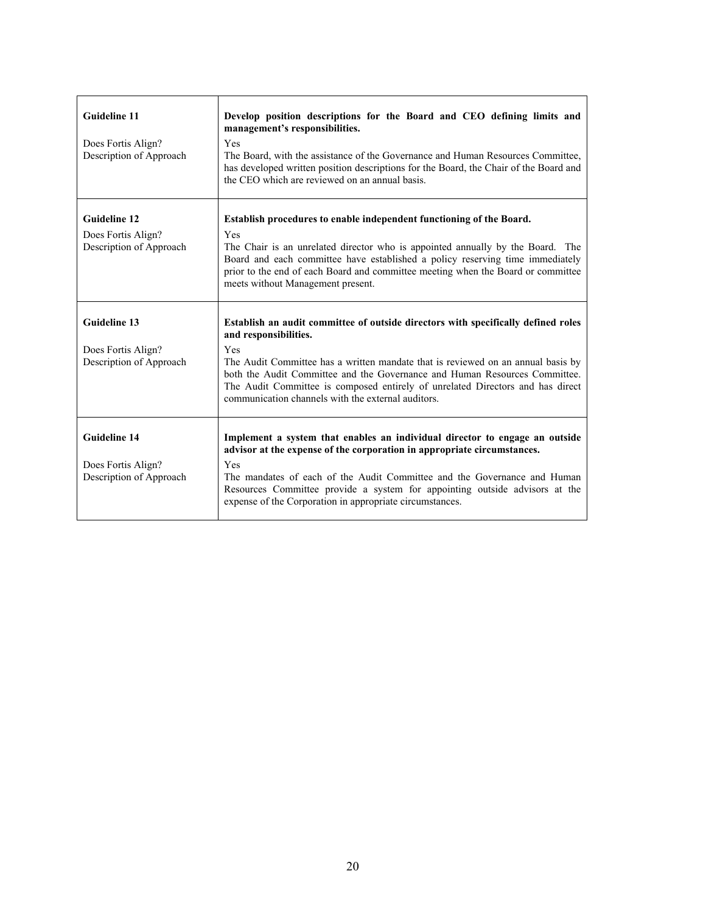| | |
|---|---|
| **Guideline 11**<br><br>Does Fortis Align?<br>Description of Approach | **Develop position descriptions for the Board and CEO defining limits and management's responsibilities.**<br>Yes<br>The Board, with the assistance of the Governance and Human Resources Committee, has developed written position descriptions for the Board, the Chair of the Board and the CEO which are reviewed on an annual basis. |
| **Guideline 12**<br><br>Does Fortis Align?<br>Description of Approach | **Establish procedures to enable independent functioning of the Board.**<br>Yes<br>The Chair is an unrelated director who is appointed annually by the Board. The Board and each committee have established a policy reserving time immediately prior to the end of each Board and committee meeting when the Board or committee meets without Management present. |
| **Guideline 13**<br><br>Does Fortis Align?<br>Description of Approach | **Establish an audit committee of outside directors with specifically defined roles and responsibilities.**<br>Yes<br>The Audit Committee has a written mandate that is reviewed on an annual basis by both the Audit Committee and the Governance and Human Resources Committee. The Audit Committee is composed entirely of unrelated Directors and has direct communication channels with the external auditors. |
| **Guideline 14**<br><br>Does Fortis Align?<br>Description of Approach | **Implement a system that enables an individual director to engage an outside advisor at the expense of the corporation in appropriate circumstances.**<br>Yes<br>The mandates of each of the Audit Committee and the Governance and Human Resources Committee provide a system for appointing outside advisors at the expense of the Corporation in appropriate circumstances. |